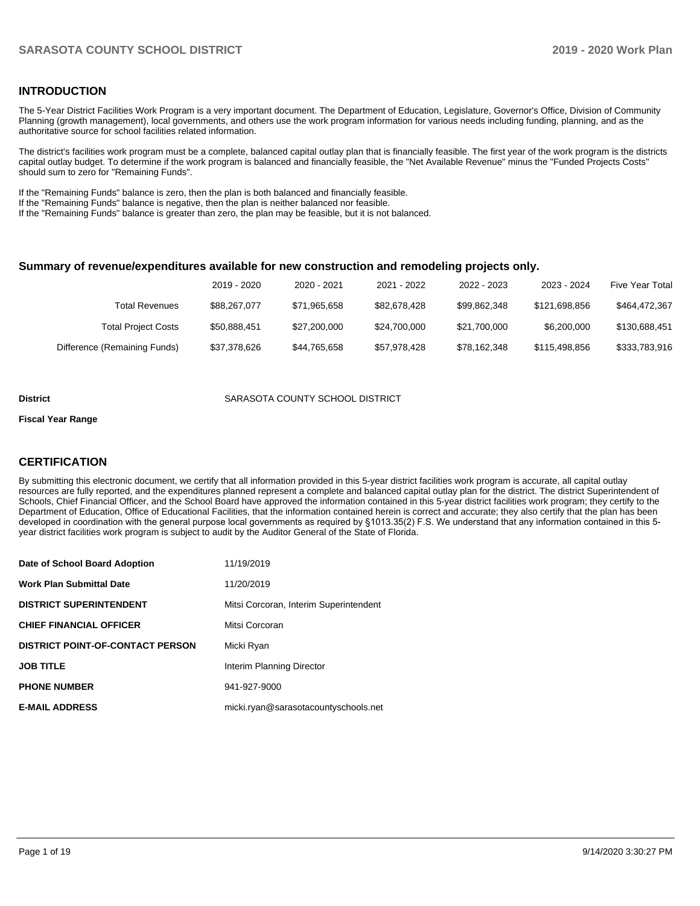## INTRODUCTION

The 5-Year District Facilities Work Program is a very important document. The Department of Education, Legislature, Governor's Office, Division of Community Planning (growth management), local governments, and others use the work program information for various needs including funding, planning, and as the authoritative source for school facilities related information.

The district's facilities work program must be a complete, balanced capital outlay plan that is financially feasible. The first year of the work program is the districts capital outlay budget. To determine if the work program is balanced and financially feasible, the "Net Available Revenue" minus the "Funded Projects Costs" should sum to zero for "Remaining Funds".

If the "Remaining Funds" balance is zero, then the plan is both balanced and financially feasible.
If the "Remaining Funds" balance is negative, then the plan is neither balanced nor feasible.
If the "Remaining Funds" balance is greater than zero, the plan may be feasible, but it is not balanced.

### Summary of revenue/expenditures available for new construction and remodeling projects only.

| | 2019 - 2020 | 2020 - 2021 | 2021 - 2022 | 2022 - 2023 | 2023 - 2024 | Five Year Total |
|---|---|---|---|---|---|---|
| Total Revenues | $88,267,077 | $71,965,658 | $82,678,428 | $99,862,348 | $121,698,856 | $464,472,367 |
| Total Project Costs | $50,888,451 | $27,200,000 | $24,700,000 | $21,700,000 | $6,200,000 | $130,688,451 |
| Difference (Remaining Funds) | $37,378,626 | $44,765,658 | $57,978,428 | $78,162,348 | $115,498,856 | $333,783,916 |

**District** SARASOTA COUNTY SCHOOL DISTRICT

**Fiscal Year Range**

## CERTIFICATION

By submitting this electronic document, we certify that all information provided in this 5-year district facilities work program is accurate, all capital outlay resources are fully reported, and the expenditures planned represent a complete and balanced capital outlay plan for the district. The district Superintendent of Schools, Chief Financial Officer, and the School Board have approved the information contained in this 5-year district facilities work program; they certify to the Department of Education, Office of Educational Facilities, that the information contained herein is correct and accurate; they also certify that the plan has been developed in coordination with the general purpose local governments as required by §1013.35(2) F.S. We understand that any information contained in this 5-year district facilities work program is subject to audit by the Auditor General of the State of Florida.

| | |
|---|---|
| **Date of School Board Adoption** | 11/19/2019 |
| **Work Plan Submittal Date** | 11/20/2019 |
| **DISTRICT SUPERINTENDENT** | Mitsi Corcoran, Interim Superintendent |
| **CHIEF FINANCIAL OFFICER** | Mitsi Corcoran |
| **DISTRICT POINT-OF-CONTACT PERSON** | Micki Ryan |
| **JOB TITLE** | Interim Planning Director |
| **PHONE NUMBER** | 941-927-9000 |
| **E-MAIL ADDRESS** | micki.ryan@sarasotacountyschools.net |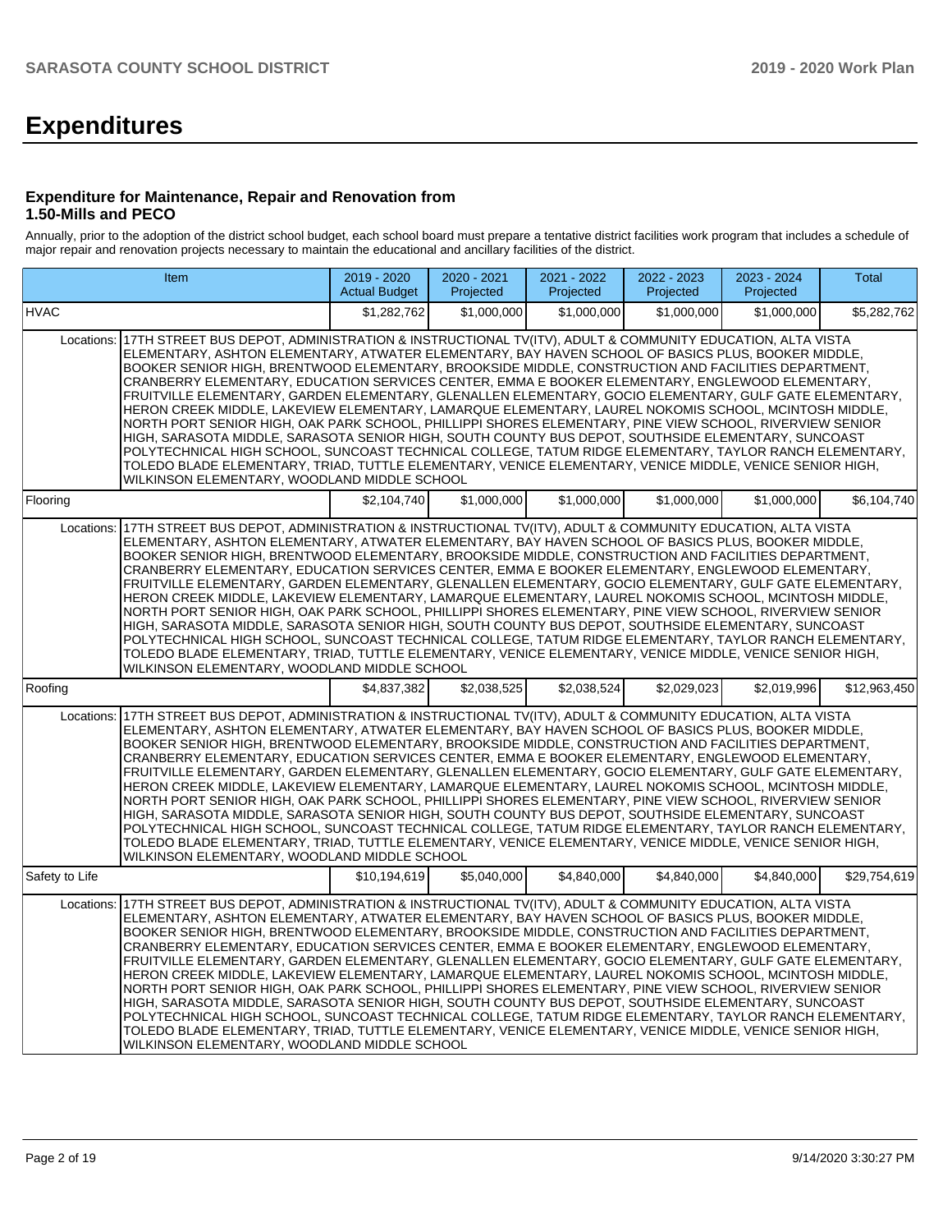# Expenditures

### Expenditure for Maintenance, Repair and Renovation from 1.50-Mills and PECO

Annually, prior to the adoption of the district school budget, each school board must prepare a tentative district facilities work program that includes a schedule of major repair and renovation projects necessary to maintain the educational and ancillary facilities of the district.

| Item | | 2019 - 2020 Actual Budget | 2020 - 2021 Projected | 2021 - 2022 Projected | 2022 - 2023 Projected | 2023 - 2024 Projected | Total |
|---|---|---|---|---|---|---|---|
| HVAC | | $1,282,762 | $1,000,000 | $1,000,000 | $1,000,000 | $1,000,000 | $5,282,762 |
| | Locations: | 17TH STREET BUS DEPOT, ADMINISTRATION & INSTRUCTIONAL TV(ITV), ADULT & COMMUNITY EDUCATION, ALTA VISTA ELEMENTARY, ASHTON ELEMENTARY, ATWATER ELEMENTARY, BAY HAVEN SCHOOL OF BASICS PLUS, BOOKER MIDDLE, BOOKER SENIOR HIGH, BRENTWOOD ELEMENTARY, BROOKSIDE MIDDLE, CONSTRUCTION AND FACILITIES DEPARTMENT, CRANBERRY ELEMENTARY, EDUCATION SERVICES CENTER, EMMA E BOOKER ELEMENTARY, ENGLEWOOD ELEMENTARY, FRUITVILLE ELEMENTARY, GARDEN ELEMENTARY, GLENALLEN ELEMENTARY, GOCIO ELEMENTARY, GULF GATE ELEMENTARY, HERON CREEK MIDDLE, LAKEVIEW ELEMENTARY, LAMARQUE ELEMENTARY, LAUREL NOKOMIS SCHOOL, MCINTOSH MIDDLE, NORTH PORT SENIOR HIGH, OAK PARK SCHOOL, PHILLIPPI SHORES ELEMENTARY, PINE VIEW SCHOOL, RIVERVIEW SENIOR HIGH, SARASOTA MIDDLE, SARASOTA SENIOR HIGH, SOUTH COUNTY BUS DEPOT, SOUTHSIDE ELEMENTARY, SUNCOAST POLYTECHNICAL HIGH SCHOOL, SUNCOAST TECHNICAL COLLEGE, TATUM RIDGE ELEMENTARY, TAYLOR RANCH ELEMENTARY, TOLEDO BLADE ELEMENTARY, TRIAD, TUTTLE ELEMENTARY, VENICE ELEMENTARY, VENICE MIDDLE, VENICE SENIOR HIGH, WILKINSON ELEMENTARY, WOODLAND MIDDLE SCHOOL | | | | | | |
| Flooring | | $2,104,740 | $1,000,000 | $1,000,000 | $1,000,000 | $1,000,000 | $6,104,740 |
| | Locations: | 17TH STREET BUS DEPOT, ADMINISTRATION & INSTRUCTIONAL TV(ITV), ADULT & COMMUNITY EDUCATION, ALTA VISTA ELEMENTARY, ASHTON ELEMENTARY, ATWATER ELEMENTARY, BAY HAVEN SCHOOL OF BASICS PLUS, BOOKER MIDDLE, BOOKER SENIOR HIGH, BRENTWOOD ELEMENTARY, BROOKSIDE MIDDLE, CONSTRUCTION AND FACILITIES DEPARTMENT, CRANBERRY ELEMENTARY, EDUCATION SERVICES CENTER, EMMA E BOOKER ELEMENTARY, ENGLEWOOD ELEMENTARY, FRUITVILLE ELEMENTARY, GARDEN ELEMENTARY, GLENALLEN ELEMENTARY, GOCIO ELEMENTARY, GULF GATE ELEMENTARY, HERON CREEK MIDDLE, LAKEVIEW ELEMENTARY, LAMARQUE ELEMENTARY, LAUREL NOKOMIS SCHOOL, MCINTOSH MIDDLE, NORTH PORT SENIOR HIGH, OAK PARK SCHOOL, PHILLIPPI SHORES ELEMENTARY, PINE VIEW SCHOOL, RIVERVIEW SENIOR HIGH, SARASOTA MIDDLE, SARASOTA SENIOR HIGH, SOUTH COUNTY BUS DEPOT, SOUTHSIDE ELEMENTARY, SUNCOAST POLYTECHNICAL HIGH SCHOOL, SUNCOAST TECHNICAL COLLEGE, TATUM RIDGE ELEMENTARY, TAYLOR RANCH ELEMENTARY, TOLEDO BLADE ELEMENTARY, TRIAD, TUTTLE ELEMENTARY, VENICE ELEMENTARY, VENICE MIDDLE, VENICE SENIOR HIGH, WILKINSON ELEMENTARY, WOODLAND MIDDLE SCHOOL | | | | | | |
| Roofing | | $4,837,382 | $2,038,525 | $2,038,524 | $2,029,023 | $2,019,996 | $12,963,450 |
| | Locations: | 17TH STREET BUS DEPOT, ADMINISTRATION & INSTRUCTIONAL TV(ITV), ADULT & COMMUNITY EDUCATION, ALTA VISTA ELEMENTARY, ASHTON ELEMENTARY, ATWATER ELEMENTARY, BAY HAVEN SCHOOL OF BASICS PLUS, BOOKER MIDDLE, BOOKER SENIOR HIGH, BRENTWOOD ELEMENTARY, BROOKSIDE MIDDLE, CONSTRUCTION AND FACILITIES DEPARTMENT, CRANBERRY ELEMENTARY, EDUCATION SERVICES CENTER, EMMA E BOOKER ELEMENTARY, ENGLEWOOD ELEMENTARY, FRUITVILLE ELEMENTARY, GARDEN ELEMENTARY, GLENALLEN ELEMENTARY, GOCIO ELEMENTARY, GULF GATE ELEMENTARY, HERON CREEK MIDDLE, LAKEVIEW ELEMENTARY, LAMARQUE ELEMENTARY, LAUREL NOKOMIS SCHOOL, MCINTOSH MIDDLE, NORTH PORT SENIOR HIGH, OAK PARK SCHOOL, PHILLIPPI SHORES ELEMENTARY, PINE VIEW SCHOOL, RIVERVIEW SENIOR HIGH, SARASOTA MIDDLE, SARASOTA SENIOR HIGH, SOUTH COUNTY BUS DEPOT, SOUTHSIDE ELEMENTARY, SUNCOAST POLYTECHNICAL HIGH SCHOOL, SUNCOAST TECHNICAL COLLEGE, TATUM RIDGE ELEMENTARY, TAYLOR RANCH ELEMENTARY, TOLEDO BLADE ELEMENTARY, TRIAD, TUTTLE ELEMENTARY, VENICE ELEMENTARY, VENICE MIDDLE, VENICE SENIOR HIGH, WILKINSON ELEMENTARY, WOODLAND MIDDLE SCHOOL | | | | | | |
| Safety to Life | | $10,194,619 | $5,040,000 | $4,840,000 | $4,840,000 | $4,840,000 | $29,754,619 |
| | Locations: | 17TH STREET BUS DEPOT, ADMINISTRATION & INSTRUCTIONAL TV(ITV), ADULT & COMMUNITY EDUCATION, ALTA VISTA ELEMENTARY, ASHTON ELEMENTARY, ATWATER ELEMENTARY, BAY HAVEN SCHOOL OF BASICS PLUS, BOOKER MIDDLE, BOOKER SENIOR HIGH, BRENTWOOD ELEMENTARY, BROOKSIDE MIDDLE, CONSTRUCTION AND FACILITIES DEPARTMENT, CRANBERRY ELEMENTARY, EDUCATION SERVICES CENTER, EMMA E BOOKER ELEMENTARY, ENGLEWOOD ELEMENTARY, FRUITVILLE ELEMENTARY, GARDEN ELEMENTARY, GLENALLEN ELEMENTARY, GOCIO ELEMENTARY, GULF GATE ELEMENTARY, HERON CREEK MIDDLE, LAKEVIEW ELEMENTARY, LAMARQUE ELEMENTARY, LAUREL NOKOMIS SCHOOL, MCINTOSH MIDDLE, NORTH PORT SENIOR HIGH, OAK PARK SCHOOL, PHILLIPPI SHORES ELEMENTARY, PINE VIEW SCHOOL, RIVERVIEW SENIOR HIGH, SARASOTA MIDDLE, SARASOTA SENIOR HIGH, SOUTH COUNTY BUS DEPOT, SOUTHSIDE ELEMENTARY, SUNCOAST POLYTECHNICAL HIGH SCHOOL, SUNCOAST TECHNICAL COLLEGE, TATUM RIDGE ELEMENTARY, TAYLOR RANCH ELEMENTARY, TOLEDO BLADE ELEMENTARY, TRIAD, TUTTLE ELEMENTARY, VENICE ELEMENTARY, VENICE MIDDLE, VENICE SENIOR HIGH, WILKINSON ELEMENTARY, WOODLAND MIDDLE SCHOOL | | | | | | |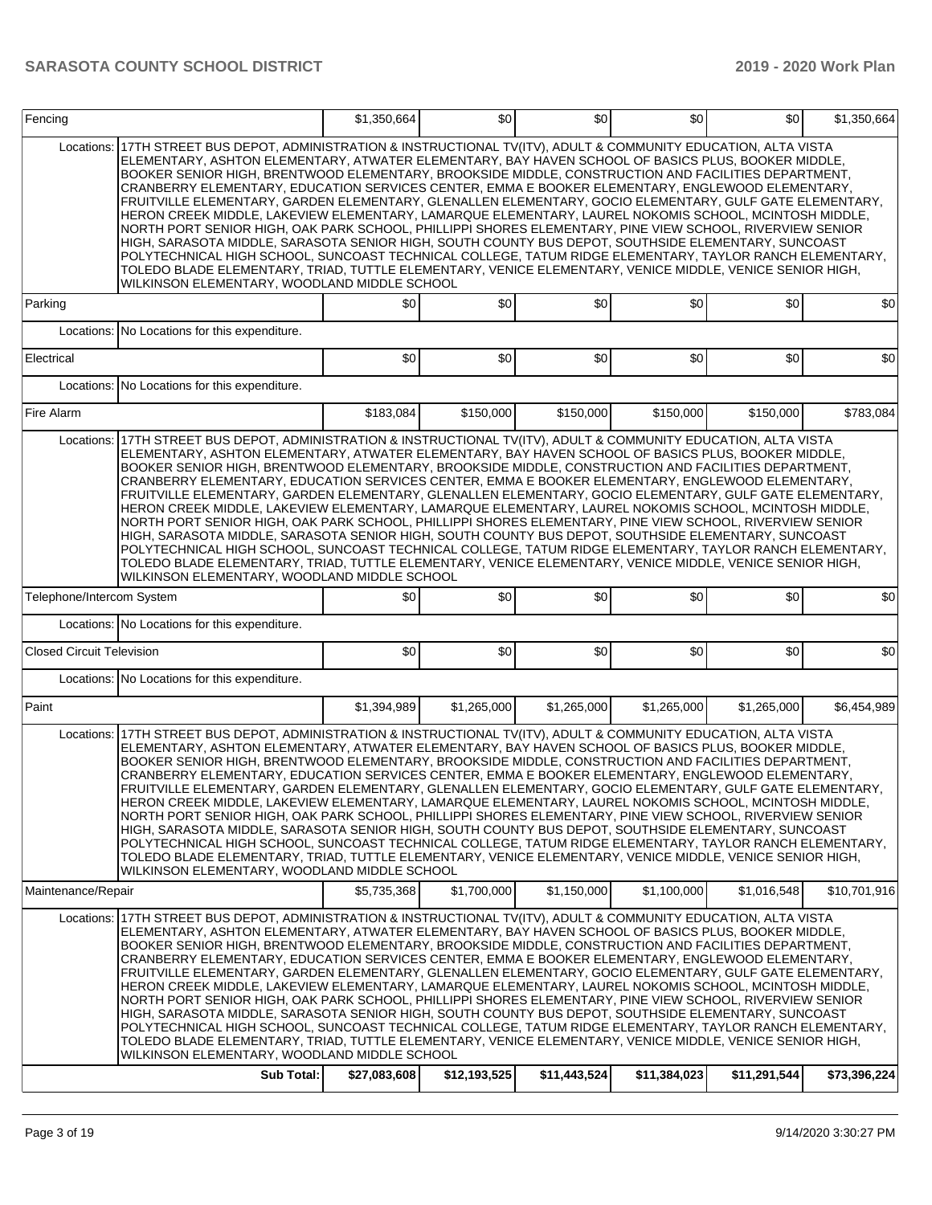| | | | | | | |
|---|---|---|---|---|---|---|
| Fencing | | $1,350,664 | $0 | $0 | $0 | $0 | $1,350,664 |
| Locations: | 17TH STREET BUS DEPOT, ADMINISTRATION & INSTRUCTIONAL TV(ITV), ADULT & COMMUNITY EDUCATION, ALTA VISTA ELEMENTARY, ASHTON ELEMENTARY, ATWATER ELEMENTARY, BAY HAVEN SCHOOL OF BASICS PLUS, BOOKER MIDDLE, BOOKER SENIOR HIGH, BRENTWOOD ELEMENTARY, BROOKSIDE MIDDLE, CONSTRUCTION AND FACILITIES DEPARTMENT, CRANBERRY ELEMENTARY, EDUCATION SERVICES CENTER, EMMA E BOOKER ELEMENTARY, ENGLEWOOD ELEMENTARY, FRUITVILLE ELEMENTARY, GARDEN ELEMENTARY, GLENALLEN ELEMENTARY, GOCIO ELEMENTARY, GULF GATE ELEMENTARY, HERON CREEK MIDDLE, LAKEVIEW ELEMENTARY, LAMARQUE ELEMENTARY, LAUREL NOKOMIS SCHOOL, MCINTOSH MIDDLE, NORTH PORT SENIOR HIGH, OAK PARK SCHOOL, PHILLIPPI SHORES ELEMENTARY, PINE VIEW SCHOOL, RIVERVIEW SENIOR HIGH, SARASOTA MIDDLE, SARASOTA SENIOR HIGH, SOUTH COUNTY BUS DEPOT, SOUTHSIDE ELEMENTARY, SUNCOAST POLYTECHNICAL HIGH SCHOOL, SUNCOAST TECHNICAL COLLEGE, TATUM RIDGE ELEMENTARY, TAYLOR RANCH ELEMENTARY, TOLEDO BLADE ELEMENTARY, TRIAD, TUTTLE ELEMENTARY, VENICE ELEMENTARY, VENICE MIDDLE, VENICE SENIOR HIGH, WILKINSON ELEMENTARY, WOODLAND MIDDLE SCHOOL | | | | | | |
| Parking | | $0 | $0 | $0 | $0 | $0 | $0 |
| Locations: | No Locations for this expenditure. | | | | | | |
| Electrical | | $0 | $0 | $0 | $0 | $0 | $0 |
| Locations: | No Locations for this expenditure. | | | | | | |
| Fire Alarm | | $183,084 | $150,000 | $150,000 | $150,000 | $150,000 | $783,084 |
| Locations: | 17TH STREET BUS DEPOT, ADMINISTRATION & INSTRUCTIONAL TV(ITV), ADULT & COMMUNITY EDUCATION, ALTA VISTA ELEMENTARY, ASHTON ELEMENTARY, ATWATER ELEMENTARY, BAY HAVEN SCHOOL OF BASICS PLUS, BOOKER MIDDLE, BOOKER SENIOR HIGH, BRENTWOOD ELEMENTARY, BROOKSIDE MIDDLE, CONSTRUCTION AND FACILITIES DEPARTMENT, CRANBERRY ELEMENTARY, EDUCATION SERVICES CENTER, EMMA E BOOKER ELEMENTARY, ENGLEWOOD ELEMENTARY, FRUITVILLE ELEMENTARY, GARDEN ELEMENTARY, GLENALLEN ELEMENTARY, GOCIO ELEMENTARY, GULF GATE ELEMENTARY, HERON CREEK MIDDLE, LAKEVIEW ELEMENTARY, LAMARQUE ELEMENTARY, LAUREL NOKOMIS SCHOOL, MCINTOSH MIDDLE, NORTH PORT SENIOR HIGH, OAK PARK SCHOOL, PHILLIPPI SHORES ELEMENTARY, PINE VIEW SCHOOL, RIVERVIEW SENIOR HIGH, SARASOTA MIDDLE, SARASOTA SENIOR HIGH, SOUTH COUNTY BUS DEPOT, SOUTHSIDE ELEMENTARY, SUNCOAST POLYTECHNICAL HIGH SCHOOL, SUNCOAST TECHNICAL COLLEGE, TATUM RIDGE ELEMENTARY, TAYLOR RANCH ELEMENTARY, TOLEDO BLADE ELEMENTARY, TRIAD, TUTTLE ELEMENTARY, VENICE ELEMENTARY, VENICE MIDDLE, VENICE SENIOR HIGH, WILKINSON ELEMENTARY, WOODLAND MIDDLE SCHOOL | | | | | | |
| Telephone/Intercom System | | $0 | $0 | $0 | $0 | $0 | $0 |
| Locations: | No Locations for this expenditure. | | | | | | |
| Closed Circuit Television | | $0 | $0 | $0 | $0 | $0 | $0 |
| Locations: | No Locations for this expenditure. | | | | | | |
| Paint | | $1,394,989 | $1,265,000 | $1,265,000 | $1,265,000 | $1,265,000 | $6,454,989 |
| Locations: | 17TH STREET BUS DEPOT, ADMINISTRATION & INSTRUCTIONAL TV(ITV), ADULT & COMMUNITY EDUCATION, ALTA VISTA ELEMENTARY, ASHTON ELEMENTARY, ATWATER ELEMENTARY, BAY HAVEN SCHOOL OF BASICS PLUS, BOOKER MIDDLE, BOOKER SENIOR HIGH, BRENTWOOD ELEMENTARY, BROOKSIDE MIDDLE, CONSTRUCTION AND FACILITIES DEPARTMENT, CRANBERRY ELEMENTARY, EDUCATION SERVICES CENTER, EMMA E BOOKER ELEMENTARY, ENGLEWOOD ELEMENTARY, FRUITVILLE ELEMENTARY, GARDEN ELEMENTARY, GLENALLEN ELEMENTARY, GOCIO ELEMENTARY, GULF GATE ELEMENTARY, HERON CREEK MIDDLE, LAKEVIEW ELEMENTARY, LAMARQUE ELEMENTARY, LAUREL NOKOMIS SCHOOL, MCINTOSH MIDDLE, NORTH PORT SENIOR HIGH, OAK PARK SCHOOL, PHILLIPPI SHORES ELEMENTARY, PINE VIEW SCHOOL, RIVERVIEW SENIOR HIGH, SARASOTA MIDDLE, SARASOTA SENIOR HIGH, SOUTH COUNTY BUS DEPOT, SOUTHSIDE ELEMENTARY, SUNCOAST POLYTECHNICAL HIGH SCHOOL, SUNCOAST TECHNICAL COLLEGE, TATUM RIDGE ELEMENTARY, TAYLOR RANCH ELEMENTARY, TOLEDO BLADE ELEMENTARY, TRIAD, TUTTLE ELEMENTARY, VENICE ELEMENTARY, VENICE MIDDLE, VENICE SENIOR HIGH, WILKINSON ELEMENTARY, WOODLAND MIDDLE SCHOOL | | | | | | |
| Maintenance/Repair | | $5,735,368 | $1,700,000 | $1,150,000 | $1,100,000 | $1,016,548 | $10,701,916 |
| Locations: | 17TH STREET BUS DEPOT, ADMINISTRATION & INSTRUCTIONAL TV(ITV), ADULT & COMMUNITY EDUCATION, ALTA VISTA ELEMENTARY, ASHTON ELEMENTARY, ATWATER ELEMENTARY, BAY HAVEN SCHOOL OF BASICS PLUS, BOOKER MIDDLE, BOOKER SENIOR HIGH, BRENTWOOD ELEMENTARY, BROOKSIDE MIDDLE, CONSTRUCTION AND FACILITIES DEPARTMENT, CRANBERRY ELEMENTARY, EDUCATION SERVICES CENTER, EMMA E BOOKER ELEMENTARY, ENGLEWOOD ELEMENTARY, FRUITVILLE ELEMENTARY, GARDEN ELEMENTARY, GLENALLEN ELEMENTARY, GOCIO ELEMENTARY, GULF GATE ELEMENTARY, HERON CREEK MIDDLE, LAKEVIEW ELEMENTARY, LAMARQUE ELEMENTARY, LAUREL NOKOMIS SCHOOL, MCINTOSH MIDDLE, NORTH PORT SENIOR HIGH, OAK PARK SCHOOL, PHILLIPPI SHORES ELEMENTARY, PINE VIEW SCHOOL, RIVERVIEW SENIOR HIGH, SARASOTA MIDDLE, SARASOTA SENIOR HIGH, SOUTH COUNTY BUS DEPOT, SOUTHSIDE ELEMENTARY, SUNCOAST POLYTECHNICAL HIGH SCHOOL, SUNCOAST TECHNICAL COLLEGE, TATUM RIDGE ELEMENTARY, TAYLOR RANCH ELEMENTARY, TOLEDO BLADE ELEMENTARY, TRIAD, TUTTLE ELEMENTARY, VENICE ELEMENTARY, VENICE MIDDLE, VENICE SENIOR HIGH, WILKINSON ELEMENTARY, WOODLAND MIDDLE SCHOOL | | | | | | |
| | **Sub Total:** | **$27,083,608** | **$12,193,525** | **$11,443,524** | **$11,384,023** | **$11,291,544** | **$73,396,224** |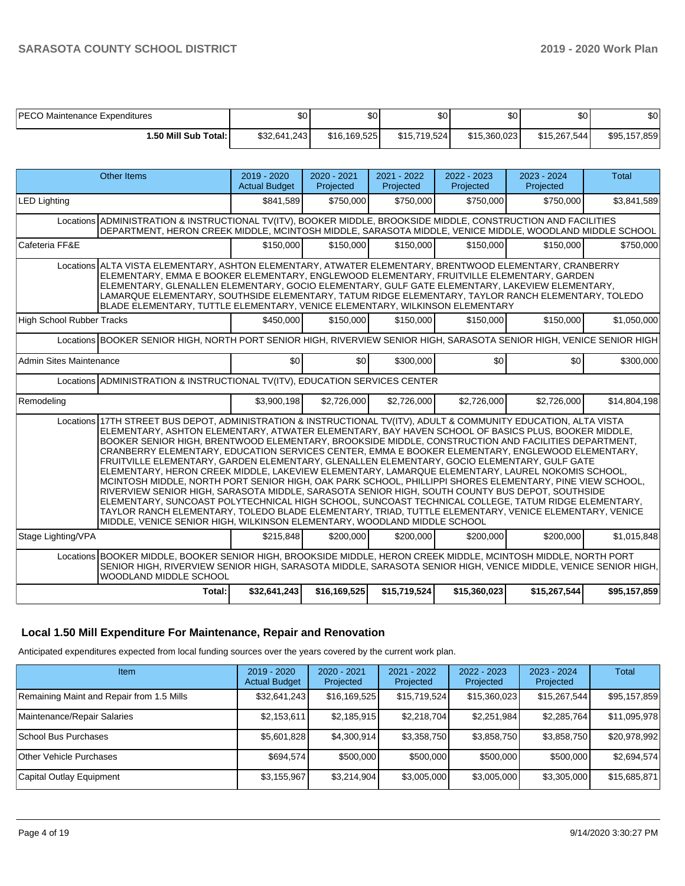| PECO Maintenance Expenditures | $0 | $0 | $0 | $0 | $0 | $0 |
|---|---|---|---|---|---|---|
| **1.50 Mill Sub Total:** | $32,641,243 | $16,169,525 | $15,719,524 | $15,360,023 | $15,267,544 | $95,157,859 |

| Other Items | | 2019 - 2020 Actual Budget | 2020 - 2021 Projected | 2021 - 2022 Projected | 2022 - 2023 Projected | 2023 - 2024 Projected | Total |
|---|---|---|---|---|---|---|---|
| LED Lighting | | $841,589 | $750,000 | $750,000 | $750,000 | $750,000 | $3,841,589 |
| Locations | ADMINISTRATION & INSTRUCTIONAL TV(ITV), BOOKER MIDDLE, BROOKSIDE MIDDLE, CONSTRUCTION AND FACILITIES DEPARTMENT, HERON CREEK MIDDLE, MCINTOSH MIDDLE, SARASOTA MIDDLE, VENICE MIDDLE, WOODLAND MIDDLE SCHOOL | | | | | | |
| Cafeteria FF&E | | $150,000 | $150,000 | $150,000 | $150,000 | $150,000 | $750,000 |
| Locations | ALTA VISTA ELEMENTARY, ASHTON ELEMENTARY, ATWATER ELEMENTARY, BRENTWOOD ELEMENTARY, CRANBERRY ELEMENTARY, EMMA E BOOKER ELEMENTARY, ENGLEWOOD ELEMENTARY, FRUITVILLE ELEMENTARY, GARDEN ELEMENTARY, GLENALLEN ELEMENTARY, GOCIO ELEMENTARY, GULF GATE ELEMENTARY, LAKEVIEW ELEMENTARY, LAMARQUE ELEMENTARY, SOUTHSIDE ELEMENTARY, TATUM RIDGE ELEMENTARY, TAYLOR RANCH ELEMENTARY, TOLEDO BLADE ELEMENTARY, TUTTLE ELEMENTARY, VENICE ELEMENTARY, WILKINSON ELEMENTARY | | | | | | |
| High School Rubber Tracks | | $450,000 | $150,000 | $150,000 | $150,000 | $150,000 | $1,050,000 |
| Locations | BOOKER SENIOR HIGH, NORTH PORT SENIOR HIGH, RIVERVIEW SENIOR HIGH, SARASOTA SENIOR HIGH, VENICE SENIOR HIGH | | | | | | |
| Admin Sites Maintenance | | $0 | $0 | $300,000 | $0 | $0 | $300,000 |
| Locations | ADMINISTRATION & INSTRUCTIONAL TV(ITV), EDUCATION SERVICES CENTER | | | | | | |
| Remodeling | | $3,900,198 | $2,726,000 | $2,726,000 | $2,726,000 | $2,726,000 | $14,804,198 |
| Locations | 17TH STREET BUS DEPOT, ADMINISTRATION & INSTRUCTIONAL TV(ITV), ADULT & COMMUNITY EDUCATION, ALTA VISTA ELEMENTARY, ASHTON ELEMENTARY, ATWATER ELEMENTARY, BAY HAVEN SCHOOL OF BASICS PLUS, BOOKER MIDDLE, BOOKER SENIOR HIGH, BRENTWOOD ELEMENTARY, BROOKSIDE MIDDLE, CONSTRUCTION AND FACILITIES DEPARTMENT, CRANBERRY ELEMENTARY, EDUCATION SERVICES CENTER, EMMA E BOOKER ELEMENTARY, ENGLEWOOD ELEMENTARY, FRUITVILLE ELEMENTARY, GARDEN ELEMENTARY, GLENALLEN ELEMENTARY, GOCIO ELEMENTARY, GULF GATE ELEMENTARY, HERON CREEK MIDDLE, LAKEVIEW ELEMENTARY, LAMARQUE ELEMENTARY, LAUREL NOKOMIS SCHOOL, MCINTOSH MIDDLE, NORTH PORT SENIOR HIGH, OAK PARK SCHOOL, PHILLIPPI SHORES ELEMENTARY, PINE VIEW SCHOOL, RIVERVIEW SENIOR HIGH, SARASOTA MIDDLE, SARASOTA SENIOR HIGH, SOUTH COUNTY BUS DEPOT, SOUTHSIDE ELEMENTARY, SUNCOAST POLYTECHNICAL HIGH SCHOOL, SUNCOAST TECHNICAL COLLEGE, TATUM RIDGE ELEMENTARY, TAYLOR RANCH ELEMENTARY, TOLEDO BLADE ELEMENTARY, TRIAD, TUTTLE ELEMENTARY, VENICE ELEMENTARY, VENICE MIDDLE, VENICE SENIOR HIGH, WILKINSON ELEMENTARY, WOODLAND MIDDLE SCHOOL | | | | | | |
| Stage Lighting/VPA | | $215,848 | $200,000 | $200,000 | $200,000 | $200,000 | $1,015,848 |
| Locations | BOOKER MIDDLE, BOOKER SENIOR HIGH, BROOKSIDE MIDDLE, HERON CREEK MIDDLE, MCINTOSH MIDDLE, NORTH PORT SENIOR HIGH, RIVERVIEW SENIOR HIGH, SARASOTA MIDDLE, SARASOTA SENIOR HIGH, VENICE MIDDLE, VENICE SENIOR HIGH, WOODLAND MIDDLE SCHOOL | | | | | | |
| | **Total:** | **$32,641,243** | **$16,169,525** | **$15,719,524** | **$15,360,023** | **$15,267,544** | **$95,157,859** |

## Local 1.50 Mill Expenditure For Maintenance, Repair and Renovation

Anticipated expenditures expected from local funding sources over the years covered by the current work plan.

| Item | 2019 - 2020 Actual Budget | 2020 - 2021 Projected | 2021 - 2022 Projected | 2022 - 2023 Projected | 2023 - 2024 Projected | Total |
|---|---|---|---|---|---|---|
| Remaining Maint and Repair from 1.5 Mills | $32,641,243 | $16,169,525 | $15,719,524 | $15,360,023 | $15,267,544 | $95,157,859 |
| Maintenance/Repair Salaries | $2,153,611 | $2,185,915 | $2,218,704 | $2,251,984 | $2,285,764 | $11,095,978 |
| School Bus Purchases | $5,601,828 | $4,300,914 | $3,358,750 | $3,858,750 | $3,858,750 | $20,978,992 |
| Other Vehicle Purchases | $694,574 | $500,000 | $500,000 | $500,000 | $500,000 | $2,694,574 |
| Capital Outlay Equipment | $3,155,967 | $3,214,904 | $3,005,000 | $3,005,000 | $3,305,000 | $15,685,871 |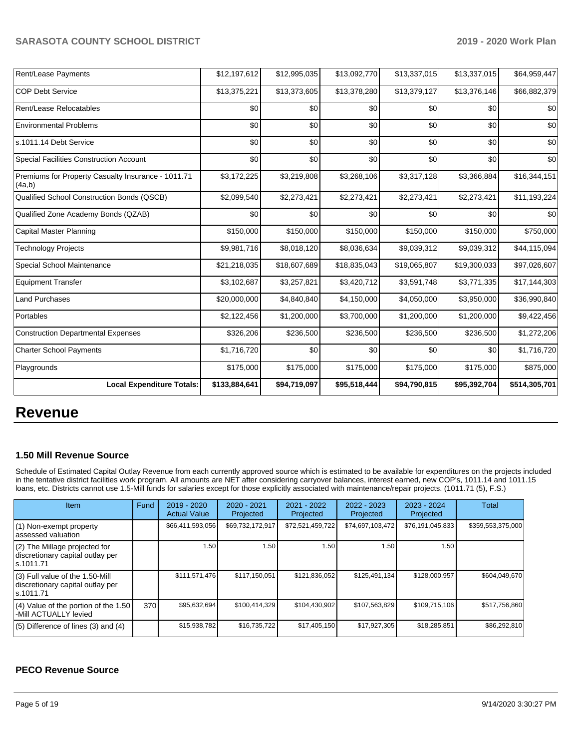| Rent/Lease Payments | $12,197,612 | $12,995,035 | $13,092,770 | $13,337,015 | $13,337,015 | $64,959,447 |
|---|---|---|---|---|---|---|
| COP Debt Service | $13,375,221 | $13,373,605 | $13,378,280 | $13,379,127 | $13,376,146 | $66,882,379 |
| Rent/Lease Relocatables | $0 | $0 | $0 | $0 | $0 | $0 |
| Environmental Problems | $0 | $0 | $0 | $0 | $0 | $0 |
| s.1011.14 Debt Service | $0 | $0 | $0 | $0 | $0 | $0 |
| Special Facilities Construction Account | $0 | $0 | $0 | $0 | $0 | $0 |
| Premiums for Property Casualty Insurance - 1011.71 (4a,b) | $3,172,225 | $3,219,808 | $3,268,106 | $3,317,128 | $3,366,884 | $16,344,151 |
| Qualified School Construction Bonds (QSCB) | $2,099,540 | $2,273,421 | $2,273,421 | $2,273,421 | $2,273,421 | $11,193,224 |
| Qualified Zone Academy Bonds (QZAB) | $0 | $0 | $0 | $0 | $0 | $0 |
| Capital Master Planning | $150,000 | $150,000 | $150,000 | $150,000 | $150,000 | $750,000 |
| Technology Projects | $9,981,716 | $8,018,120 | $8,036,634 | $9,039,312 | $9,039,312 | $44,115,094 |
| Special School Maintenance | $21,218,035 | $18,607,689 | $18,835,043 | $19,065,807 | $19,300,033 | $97,026,607 |
| Equipment Transfer | $3,102,687 | $3,257,821 | $3,420,712 | $3,591,748 | $3,771,335 | $17,144,303 |
| Land Purchases | $20,000,000 | $4,840,840 | $4,150,000 | $4,050,000 | $3,950,000 | $36,990,840 |
| Portables | $2,122,456 | $1,200,000 | $3,700,000 | $1,200,000 | $1,200,000 | $9,422,456 |
| Construction Departmental Expenses | $326,206 | $236,500 | $236,500 | $236,500 | $236,500 | $1,272,206 |
| Charter School Payments | $1,716,720 | $0 | $0 | $0 | $0 | $1,716,720 |
| Playgrounds | $175,000 | $175,000 | $175,000 | $175,000 | $175,000 | $875,000 |
| **Local Expenditure Totals:** | **$133,884,641** | **$94,719,097** | **$95,518,444** | **$94,790,815** | **$95,392,704** | **$514,305,701** |

# Revenue

### 1.50 Mill Revenue Source

Schedule of Estimated Capital Outlay Revenue from each currently approved source which is estimated to be available for expenditures on the projects included in the tentative district facilities work program. All amounts are NET after considering carryover balances, interest earned, new COP's, 1011.14 and 1011.15 loans, etc. Districts cannot use 1.5-Mill funds for salaries except for those explicitly associated with maintenance/repair projects. (1011.71 (5), F.S.)

| Item | Fund | 2019 - 2020 Actual Value | 2020 - 2021 Projected | 2021 - 2022 Projected | 2022 - 2023 Projected | 2023 - 2024 Projected | Total |
|---|---|---|---|---|---|---|---|
| (1) Non-exempt property assessed valuation | | $66,411,593,056 | $69,732,172,917 | $72,521,459,722 | $74,697,103,472 | $76,191,045,833 | $359,553,375,000 |
| (2) The Millage projected for discretionary capital outlay per s.1011.71 | | 1.50 | 1.50 | 1.50 | 1.50 | 1.50 | |
| (3) Full value of the 1.50-Mill discretionary capital outlay per s.1011.71 | | $111,571,476 | $117,150,051 | $121,836,052 | $125,491,134 | $128,000,957 | $604,049,670 |
| (4) Value of the portion of the 1.50 -Mill ACTUALLY levied | 370 | $95,632,694 | $100,414,329 | $104,430,902 | $107,563,829 | $109,715,106 | $517,756,860 |
| (5) Difference of lines (3) and (4) | | $15,938,782 | $16,735,722 | $17,405,150 | $17,927,305 | $18,285,851 | $86,292,810 |

### PECO Revenue Source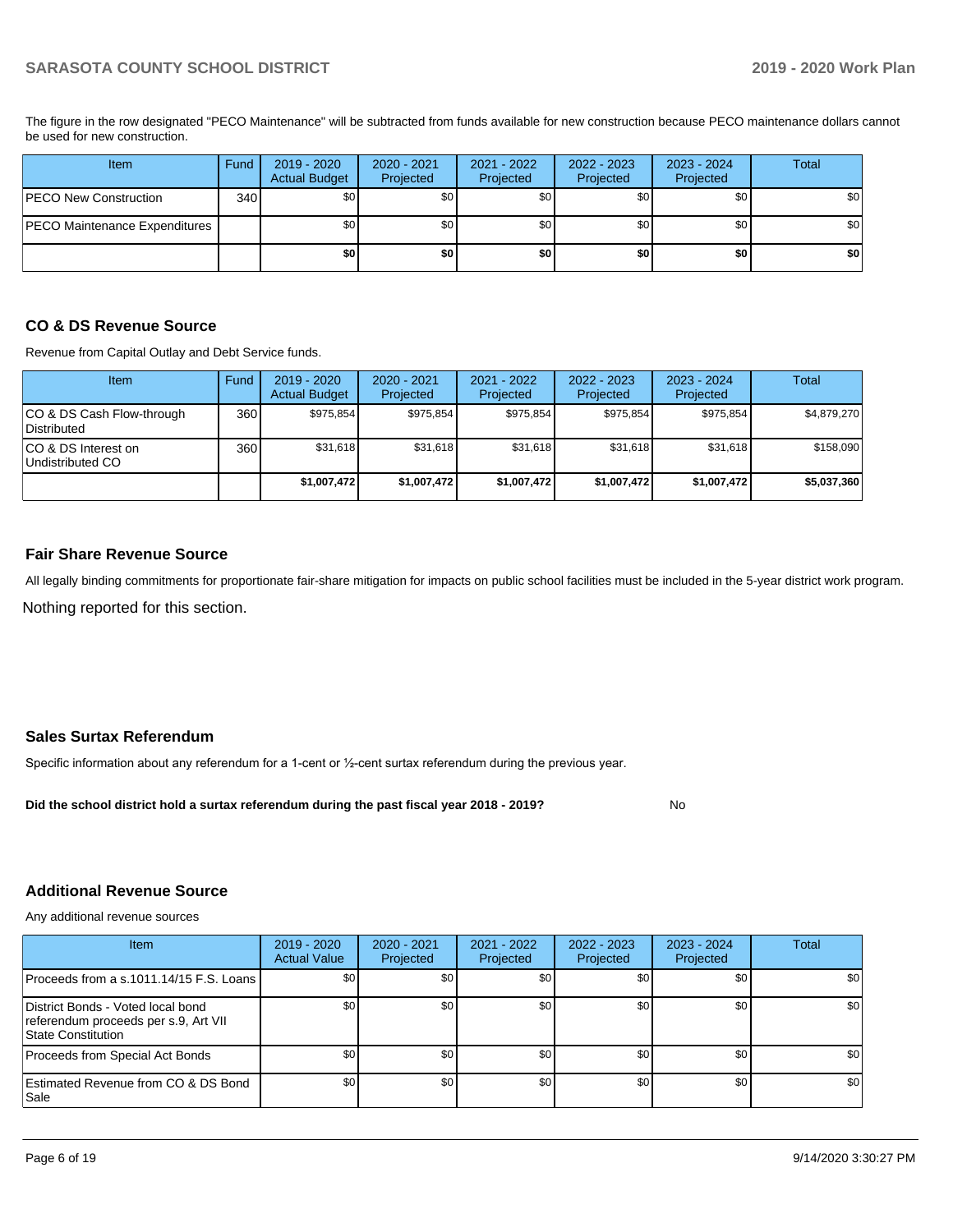The figure in the row designated "PECO Maintenance" will be subtracted from funds available for new construction because PECO maintenance dollars cannot be used for new construction.

| Item | Fund | 2019 - 2020 Actual Budget | 2020 - 2021 Projected | 2021 - 2022 Projected | 2022 - 2023 Projected | 2023 - 2024 Projected | Total |
|---|---|---|---|---|---|---|---|
| PECO New Construction | 340 | $0 | $0 | $0 | $0 | $0 | $0 |
| PECO Maintenance Expenditures | | $0 | $0 | $0 | $0 | $0 | $0 |
| | | **$0** | **$0** | **$0** | **$0** | **$0** | **$0** |

## CO & DS Revenue Source

Revenue from Capital Outlay and Debt Service funds.

| Item | Fund | 2019 - 2020 Actual Budget | 2020 - 2021 Projected | 2021 - 2022 Projected | 2022 - 2023 Projected | 2023 - 2024 Projected | Total |
|---|---|---|---|---|---|---|---|
| CO & DS Cash Flow-through Distributed | 360 | $975,854 | $975,854 | $975,854 | $975,854 | $975,854 | $4,879,270 |
| CO & DS Interest on Undistributed CO | 360 | $31,618 | $31,618 | $31,618 | $31,618 | $31,618 | $158,090 |
| | | **$1,007,472** | **$1,007,472** | **$1,007,472** | **$1,007,472** | **$1,007,472** | **$5,037,360** |

## Fair Share Revenue Source

All legally binding commitments for proportionate fair-share mitigation for impacts on public school facilities must be included in the 5-year district work program.

Nothing reported for this section.

## Sales Surtax Referendum

Specific information about any referendum for a 1-cent or ½-cent surtax referendum during the previous year.

**Did the school district hold a surtax referendum during the past fiscal year 2018 - 2019?** No

## Additional Revenue Source

Any additional revenue sources

| Item | 2019 - 2020 Actual Value | 2020 - 2021 Projected | 2021 - 2022 Projected | 2022 - 2023 Projected | 2023 - 2024 Projected | Total |
|---|---|---|---|---|---|---|
| Proceeds from a s.1011.14/15 F.S. Loans | $0 | $0 | $0 | $0 | $0 | $0 |
| District Bonds - Voted local bond referendum proceeds per s.9, Art VII State Constitution | $0 | $0 | $0 | $0 | $0 | $0 |
| Proceeds from Special Act Bonds | $0 | $0 | $0 | $0 | $0 | $0 |
| Estimated Revenue from CO & DS Bond Sale | $0 | $0 | $0 | $0 | $0 | $0 |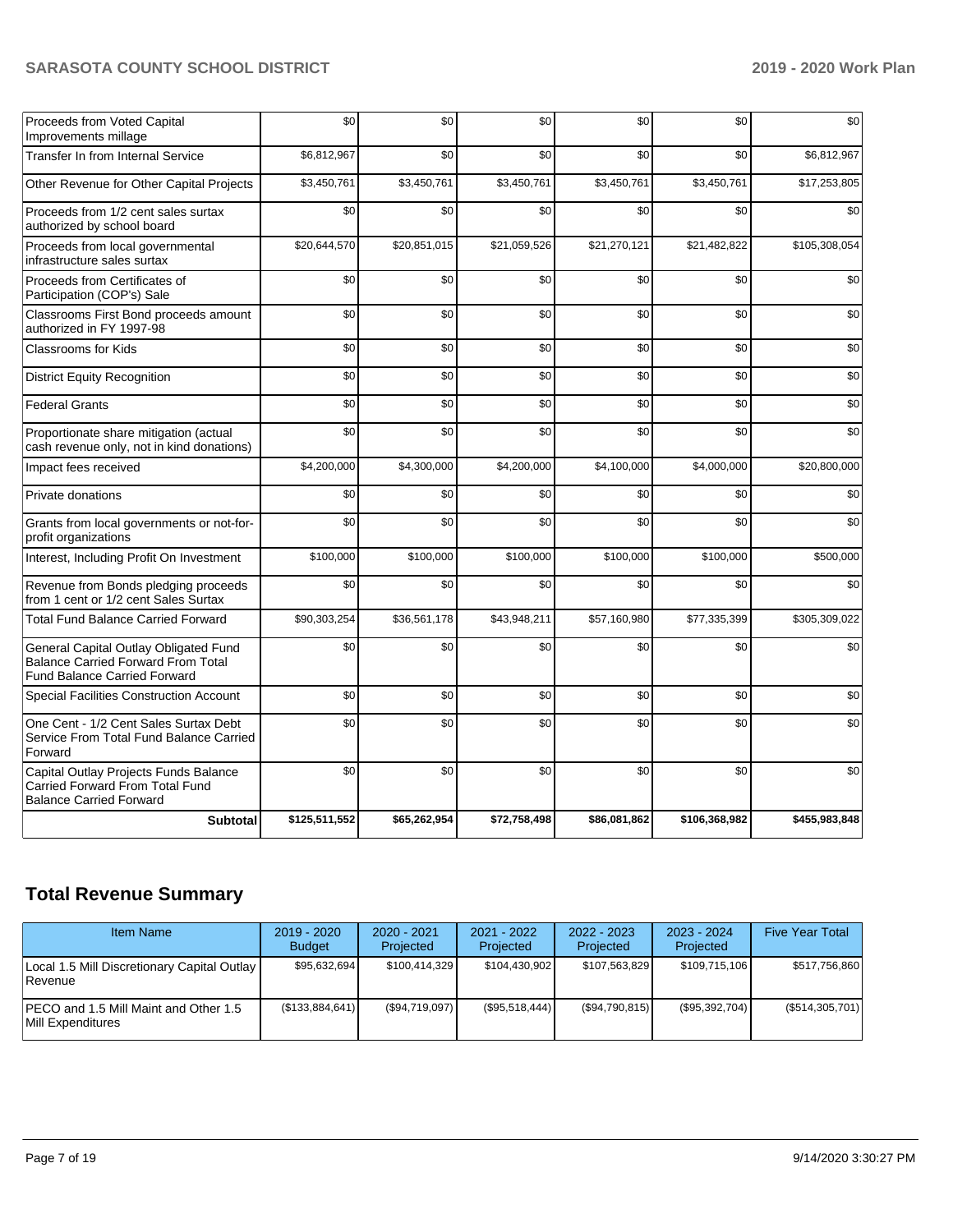| | | | | | | |
|---|---|---|---|---|---|---|
| Proceeds from Voted Capital Improvements millage | $0 | $0 | $0 | $0 | $0 | $0 |
| Transfer In from Internal Service | $6,812,967 | $0 | $0 | $0 | $0 | $6,812,967 |
| Other Revenue for Other Capital Projects | $3,450,761 | $3,450,761 | $3,450,761 | $3,450,761 | $3,450,761 | $17,253,805 |
| Proceeds from 1/2 cent sales surtax authorized by school board | $0 | $0 | $0 | $0 | $0 | $0 |
| Proceeds from local governmental infrastructure sales surtax | $20,644,570 | $20,851,015 | $21,059,526 | $21,270,121 | $21,482,822 | $105,308,054 |
| Proceeds from Certificates of Participation (COP's) Sale | $0 | $0 | $0 | $0 | $0 | $0 |
| Classrooms First Bond proceeds amount authorized in FY 1997-98 | $0 | $0 | $0 | $0 | $0 | $0 |
| Classrooms for Kids | $0 | $0 | $0 | $0 | $0 | $0 |
| District Equity Recognition | $0 | $0 | $0 | $0 | $0 | $0 |
| Federal Grants | $0 | $0 | $0 | $0 | $0 | $0 |
| Proportionate share mitigation (actual cash revenue only, not in kind donations) | $0 | $0 | $0 | $0 | $0 | $0 |
| Impact fees received | $4,200,000 | $4,300,000 | $4,200,000 | $4,100,000 | $4,000,000 | $20,800,000 |
| Private donations | $0 | $0 | $0 | $0 | $0 | $0 |
| Grants from local governments or not-for-profit organizations | $0 | $0 | $0 | $0 | $0 | $0 |
| Interest, Including Profit On Investment | $100,000 | $100,000 | $100,000 | $100,000 | $100,000 | $500,000 |
| Revenue from Bonds pledging proceeds from 1 cent or 1/2 cent Sales Surtax | $0 | $0 | $0 | $0 | $0 | $0 |
| Total Fund Balance Carried Forward | $90,303,254 | $36,561,178 | $43,948,211 | $57,160,980 | $77,335,399 | $305,309,022 |
| General Capital Outlay Obligated Fund Balance Carried Forward From Total Fund Balance Carried Forward | $0 | $0 | $0 | $0 | $0 | $0 |
| Special Facilities Construction Account | $0 | $0 | $0 | $0 | $0 | $0 |
| One Cent - 1/2 Cent Sales Surtax Debt Service From Total Fund Balance Carried Forward | $0 | $0 | $0 | $0 | $0 | $0 |
| Capital Outlay Projects Funds Balance Carried Forward From Total Fund Balance Carried Forward | $0 | $0 | $0 | $0 | $0 | $0 |
| **Subtotal** | **$125,511,552** | **$65,262,954** | **$72,758,498** | **$86,081,862** | **$106,368,982** | **$455,983,848** |

## Total Revenue Summary

| Item Name | 2019 - 2020 Budget | 2020 - 2021 Projected | 2021 - 2022 Projected | 2022 - 2023 Projected | 2023 - 2024 Projected | Five Year Total |
|---|---|---|---|---|---|---|
| Local 1.5 Mill Discretionary Capital Outlay Revenue | $95,632,694 | $100,414,329 | $104,430,902 | $107,563,829 | $109,715,106 | $517,756,860 |
| PECO and 1.5 Mill Maint and Other 1.5 Mill Expenditures | ($133,884,641) | ($94,719,097) | ($95,518,444) | ($94,790,815) | ($95,392,704) | ($514,305,701) |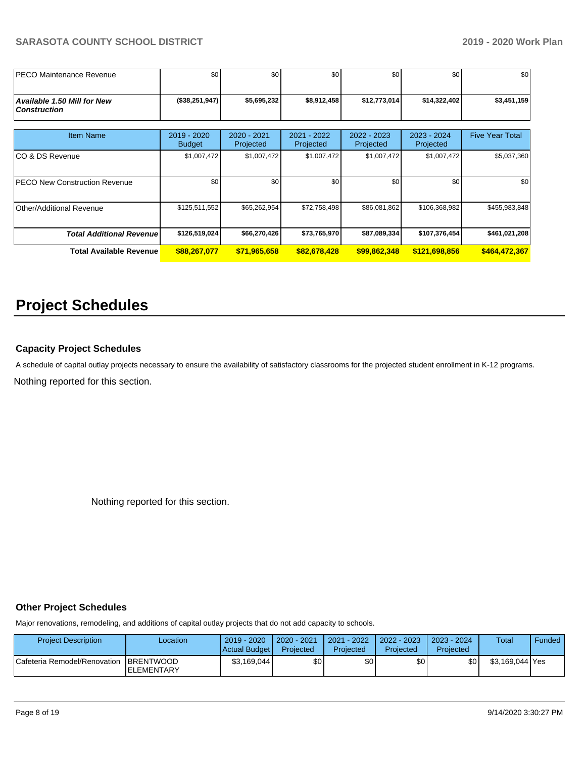| | | | | | | |
|---|---|---|---|---|---|---|
| PECO Maintenance Revenue | $0 | $0 | $0 | $0 | $0 | $0 |
| ***Available 1.50 Mill for New Construction*** | **($38,251,947)** | **$5,695,232** | **$8,912,458** | **$12,773,014** | **$14,322,402** | **$3,451,159** |

| Item Name | 2019 - 2020 Budget | 2020 - 2021 Projected | 2021 - 2022 Projected | 2022 - 2023 Projected | 2023 - 2024 Projected | Five Year Total |
|---|---|---|---|---|---|---|
| CO & DS Revenue | $1,007,472 | $1,007,472 | $1,007,472 | $1,007,472 | $1,007,472 | $5,037,360 |
| PECO New Construction Revenue | $0 | $0 | $0 | $0 | $0 | $0 |
| Other/Additional Revenue | $125,511,552 | $65,262,954 | $72,758,498 | $86,081,862 | $106,368,982 | $455,983,848 |
| ***Total Additional Revenue*** | **$126,519,024** | **$66,270,426** | **$73,765,970** | **$87,089,334** | **$107,376,454** | **$461,021,208** |
| **Total Available Revenue** | **$88,267,077** | **$71,965,658** | **$82,678,428** | **$99,862,348** | **$121,698,856** | **$464,472,367** |

# Project Schedules

### Capacity Project Schedules

A schedule of capital outlay projects necessary to ensure the availability of satisfactory classrooms for the projected student enrollment in K-12 programs.

Nothing reported for this section.

Nothing reported for this section.

### Other Project Schedules

Major renovations, remodeling, and additions of capital outlay projects that do not add capacity to schools.

| Project Description | Location | 2019 - 2020 Actual Budget | 2020 - 2021 Projected | 2021 - 2022 Projected | 2022 - 2023 Projected | 2023 - 2024 Projected | Total | Funded |
|---|---|---|---|---|---|---|---|---|
| Cafeteria Remodel/Renovation | BRENTWOOD ELEMENTARY | $3,169,044 | $0 | $0 | $0 | $0 | $3,169,044 | Yes |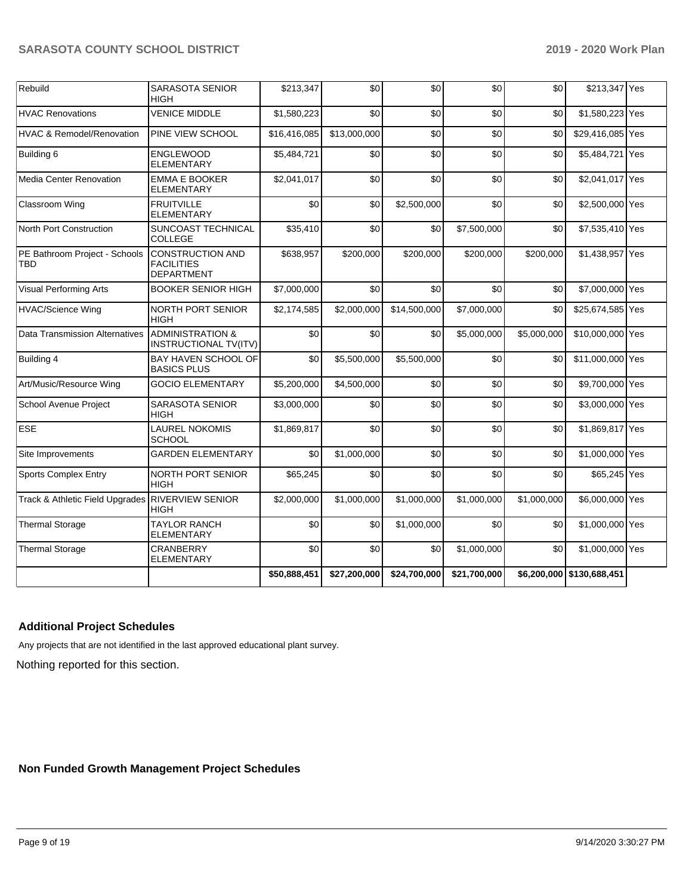| | | | | | | | | |
|---|---|---|---|---|---|---|---|---|
| Rebuild | SARASOTA SENIOR HIGH | $213,347 | $0 | $0 | $0 | $0 | $213,347 | Yes |
| HVAC Renovations | VENICE MIDDLE | $1,580,223 | $0 | $0 | $0 | $0 | $1,580,223 | Yes |
| HVAC & Remodel/Renovation | PINE VIEW SCHOOL | $16,416,085 | $13,000,000 | $0 | $0 | $0 | $29,416,085 | Yes |
| Building 6 | ENGLEWOOD ELEMENTARY | $5,484,721 | $0 | $0 | $0 | $0 | $5,484,721 | Yes |
| Media Center Renovation | EMMA E BOOKER ELEMENTARY | $2,041,017 | $0 | $0 | $0 | $0 | $2,041,017 | Yes |
| Classroom Wing | FRUITVILLE ELEMENTARY | $0 | $0 | $2,500,000 | $0 | $0 | $2,500,000 | Yes |
| North Port Construction | SUNCOAST TECHNICAL COLLEGE | $35,410 | $0 | $0 | $7,500,000 | $0 | $7,535,410 | Yes |
| PE Bathroom Project - Schools TBD | CONSTRUCTION AND FACILITIES DEPARTMENT | $638,957 | $200,000 | $200,000 | $200,000 | $200,000 | $1,438,957 | Yes |
| Visual Performing Arts | BOOKER SENIOR HIGH | $7,000,000 | $0 | $0 | $0 | $0 | $7,000,000 | Yes |
| HVAC/Science Wing | NORTH PORT SENIOR HIGH | $2,174,585 | $2,000,000 | $14,500,000 | $7,000,000 | $0 | $25,674,585 | Yes |
| Data Transmission Alternatives | ADMINISTRATION & INSTRUCTIONAL TV(ITV) | $0 | $0 | $0 | $5,000,000 | $5,000,000 | $10,000,000 | Yes |
| Building 4 | BAY HAVEN SCHOOL OF BASICS PLUS | $0 | $5,500,000 | $5,500,000 | $0 | $0 | $11,000,000 | Yes |
| Art/Music/Resource Wing | GOCIO ELEMENTARY | $5,200,000 | $4,500,000 | $0 | $0 | $0 | $9,700,000 | Yes |
| School Avenue Project | SARASOTA SENIOR HIGH | $3,000,000 | $0 | $0 | $0 | $0 | $3,000,000 | Yes |
| ESE | LAUREL NOKOMIS SCHOOL | $1,869,817 | $0 | $0 | $0 | $0 | $1,869,817 | Yes |
| Site Improvements | GARDEN ELEMENTARY | $0 | $1,000,000 | $0 | $0 | $0 | $1,000,000 | Yes |
| Sports Complex Entry | NORTH PORT SENIOR HIGH | $65,245 | $0 | $0 | $0 | $0 | $65,245 | Yes |
| Track & Athletic Field Upgrades | RIVERVIEW SENIOR HIGH | $2,000,000 | $1,000,000 | $1,000,000 | $1,000,000 | $1,000,000 | $6,000,000 | Yes |
| Thermal Storage | TAYLOR RANCH ELEMENTARY | $0 | $0 | $1,000,000 | $0 | $0 | $1,000,000 | Yes |
| Thermal Storage | CRANBERRY ELEMENTARY | $0 | $0 | $0 | $1,000,000 | $0 | $1,000,000 | Yes |
| | | **$50,888,451** | **$27,200,000** | **$24,700,000** | **$21,700,000** | **$6,200,000** | **$130,688,451** | |

## Additional Project Schedules

Any projects that are not identified in the last approved educational plant survey.

Nothing reported for this section.

## Non Funded Growth Management Project Schedules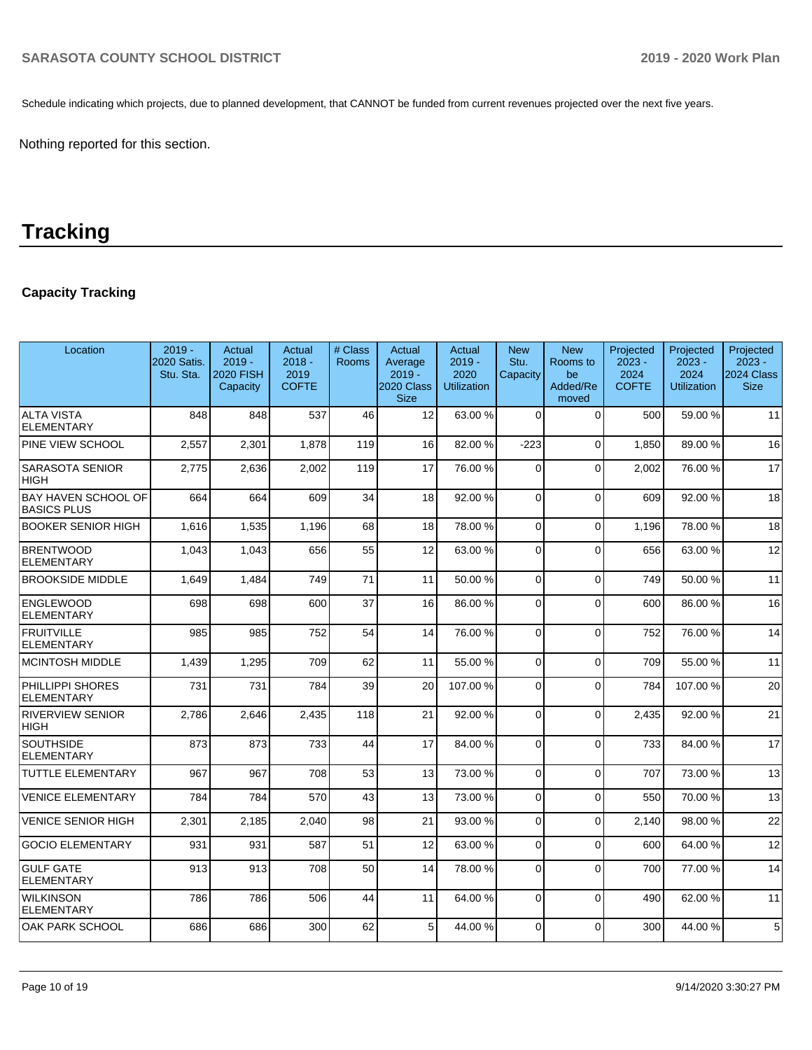Schedule indicating which projects, due to planned development, that CANNOT be funded from current revenues projected over the next five years.

Nothing reported for this section.

# Tracking

### Capacity Tracking

| Location | 2019 - 2020 Satis. Stu. Sta. | Actual 2019 - 2020 FISH Capacity | Actual 2018 - 2019 COFTE | # Class Rooms | Actual Average 2019 - 2020 Class Size | Actual 2019 - 2020 Utilization | New Stu. Capacity | New Rooms to be Added/Removed | Projected 2023 - 2024 COFTE | Projected 2023 - 2024 Utilization | Projected 2023 - 2024 Class Size |
|---|---|---|---|---|---|---|---|---|---|---|---|
| ALTA VISTA ELEMENTARY | 848 | 848 | 537 | 46 | 12 | 63.00 % | 0 | 0 | 500 | 59.00 % | 11 |
| PINE VIEW SCHOOL | 2,557 | 2,301 | 1,878 | 119 | 16 | 82.00 % | -223 | 0 | 1,850 | 89.00 % | 16 |
| SARASOTA SENIOR HIGH | 2,775 | 2,636 | 2,002 | 119 | 17 | 76.00 % | 0 | 0 | 2,002 | 76.00 % | 17 |
| BAY HAVEN SCHOOL OF BASICS PLUS | 664 | 664 | 609 | 34 | 18 | 92.00 % | 0 | 0 | 609 | 92.00 % | 18 |
| BOOKER SENIOR HIGH | 1,616 | 1,535 | 1,196 | 68 | 18 | 78.00 % | 0 | 0 | 1,196 | 78.00 % | 18 |
| BRENTWOOD ELEMENTARY | 1,043 | 1,043 | 656 | 55 | 12 | 63.00 % | 0 | 0 | 656 | 63.00 % | 12 |
| BROOKSIDE MIDDLE | 1,649 | 1,484 | 749 | 71 | 11 | 50.00 % | 0 | 0 | 749 | 50.00 % | 11 |
| ENGLEWOOD ELEMENTARY | 698 | 698 | 600 | 37 | 16 | 86.00 % | 0 | 0 | 600 | 86.00 % | 16 |
| FRUITVILLE ELEMENTARY | 985 | 985 | 752 | 54 | 14 | 76.00 % | 0 | 0 | 752 | 76.00 % | 14 |
| MCINTOSH MIDDLE | 1,439 | 1,295 | 709 | 62 | 11 | 55.00 % | 0 | 0 | 709 | 55.00 % | 11 |
| PHILLIPPI SHORES ELEMENTARY | 731 | 731 | 784 | 39 | 20 | 107.00 % | 0 | 0 | 784 | 107.00 % | 20 |
| RIVERVIEW SENIOR HIGH | 2,786 | 2,646 | 2,435 | 118 | 21 | 92.00 % | 0 | 0 | 2,435 | 92.00 % | 21 |
| SOUTHSIDE ELEMENTARY | 873 | 873 | 733 | 44 | 17 | 84.00 % | 0 | 0 | 733 | 84.00 % | 17 |
| TUTTLE ELEMENTARY | 967 | 967 | 708 | 53 | 13 | 73.00 % | 0 | 0 | 707 | 73.00 % | 13 |
| VENICE ELEMENTARY | 784 | 784 | 570 | 43 | 13 | 73.00 % | 0 | 0 | 550 | 70.00 % | 13 |
| VENICE SENIOR HIGH | 2,301 | 2,185 | 2,040 | 98 | 21 | 93.00 % | 0 | 0 | 2,140 | 98.00 % | 22 |
| GOCIO ELEMENTARY | 931 | 931 | 587 | 51 | 12 | 63.00 % | 0 | 0 | 600 | 64.00 % | 12 |
| GULF GATE ELEMENTARY | 913 | 913 | 708 | 50 | 14 | 78.00 % | 0 | 0 | 700 | 77.00 % | 14 |
| WILKINSON ELEMENTARY | 786 | 786 | 506 | 44 | 11 | 64.00 % | 0 | 0 | 490 | 62.00 % | 11 |
| OAK PARK SCHOOL | 686 | 686 | 300 | 62 | 5 | 44.00 % | 0 | 0 | 300 | 44.00 % | 5 |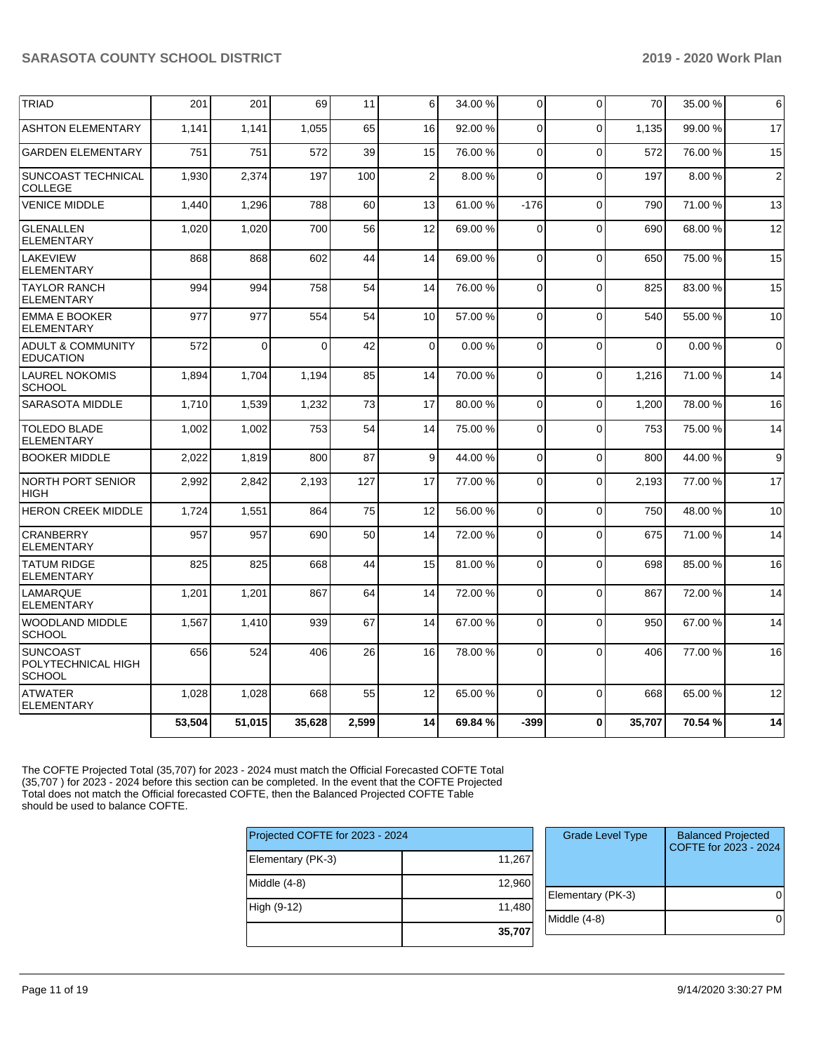| | | | | | | | | | | | |
|---|---|---|---|---|---|---|---|---|---|---|---|
| TRIAD | 201 | 201 | 69 | 11 | 6 | 34.00 % | 0 | 0 | 70 | 35.00 % | 6 |
| ASHTON ELEMENTARY | 1,141 | 1,141 | 1,055 | 65 | 16 | 92.00 % | 0 | 0 | 1,135 | 99.00 % | 17 |
| GARDEN ELEMENTARY | 751 | 751 | 572 | 39 | 15 | 76.00 % | 0 | 0 | 572 | 76.00 % | 15 |
| SUNCOAST TECHNICAL COLLEGE | 1,930 | 2,374 | 197 | 100 | 2 | 8.00 % | 0 | 0 | 197 | 8.00 % | 2 |
| VENICE MIDDLE | 1,440 | 1,296 | 788 | 60 | 13 | 61.00 % | -176 | 0 | 790 | 71.00 % | 13 |
| GLENALLEN ELEMENTARY | 1,020 | 1,020 | 700 | 56 | 12 | 69.00 % | 0 | 0 | 690 | 68.00 % | 12 |
| LAKEVIEW ELEMENTARY | 868 | 868 | 602 | 44 | 14 | 69.00 % | 0 | 0 | 650 | 75.00 % | 15 |
| TAYLOR RANCH ELEMENTARY | 994 | 994 | 758 | 54 | 14 | 76.00 % | 0 | 0 | 825 | 83.00 % | 15 |
| EMMA E BOOKER ELEMENTARY | 977 | 977 | 554 | 54 | 10 | 57.00 % | 0 | 0 | 540 | 55.00 % | 10 |
| ADULT & COMMUNITY EDUCATION | 572 | 0 | 0 | 42 | 0 | 0.00 % | 0 | 0 | 0 | 0.00 % | 0 |
| LAUREL NOKOMIS SCHOOL | 1,894 | 1,704 | 1,194 | 85 | 14 | 70.00 % | 0 | 0 | 1,216 | 71.00 % | 14 |
| SARASOTA MIDDLE | 1,710 | 1,539 | 1,232 | 73 | 17 | 80.00 % | 0 | 0 | 1,200 | 78.00 % | 16 |
| TOLEDO BLADE ELEMENTARY | 1,002 | 1,002 | 753 | 54 | 14 | 75.00 % | 0 | 0 | 753 | 75.00 % | 14 |
| BOOKER MIDDLE | 2,022 | 1,819 | 800 | 87 | 9 | 44.00 % | 0 | 0 | 800 | 44.00 % | 9 |
| NORTH PORT SENIOR HIGH | 2,992 | 2,842 | 2,193 | 127 | 17 | 77.00 % | 0 | 0 | 2,193 | 77.00 % | 17 |
| HERON CREEK MIDDLE | 1,724 | 1,551 | 864 | 75 | 12 | 56.00 % | 0 | 0 | 750 | 48.00 % | 10 |
| CRANBERRY ELEMENTARY | 957 | 957 | 690 | 50 | 14 | 72.00 % | 0 | 0 | 675 | 71.00 % | 14 |
| TATUM RIDGE ELEMENTARY | 825 | 825 | 668 | 44 | 15 | 81.00 % | 0 | 0 | 698 | 85.00 % | 16 |
| LAMARQUE ELEMENTARY | 1,201 | 1,201 | 867 | 64 | 14 | 72.00 % | 0 | 0 | 867 | 72.00 % | 14 |
| WOODLAND MIDDLE SCHOOL | 1,567 | 1,410 | 939 | 67 | 14 | 67.00 % | 0 | 0 | 950 | 67.00 % | 14 |
| SUNCOAST POLYTECHNICAL HIGH SCHOOL | 656 | 524 | 406 | 26 | 16 | 78.00 % | 0 | 0 | 406 | 77.00 % | 16 |
| ATWATER ELEMENTARY | 1,028 | 1,028 | 668 | 55 | 12 | 65.00 % | 0 | 0 | 668 | 65.00 % | 12 |
| | **53,504** | **51,015** | **35,628** | **2,599** | **14** | **69.84 %** | **-399** | **0** | **35,707** | **70.54 %** | **14** |

The COFTE Projected Total (35,707) for 2023 - 2024 must match the Official Forecasted COFTE Total (35,707 ) for 2023 - 2024 before this section can be completed. In the event that the COFTE Projected Total does not match the Official forecasted COFTE, then the Balanced Projected COFTE Table should be used to balance COFTE.

| Projected COFTE for 2023 - 2024 | |
|---|---|
| Elementary (PK-3) | 11,267 |
| Middle (4-8) | 12,960 |
| High (9-12) | 11,480 |
| | **35,707** |

| Grade Level Type | Balanced Projected COFTE for 2023 - 2024 |
|---|---|
| Elementary (PK-3) | 0 |
| Middle (4-8) | 0 |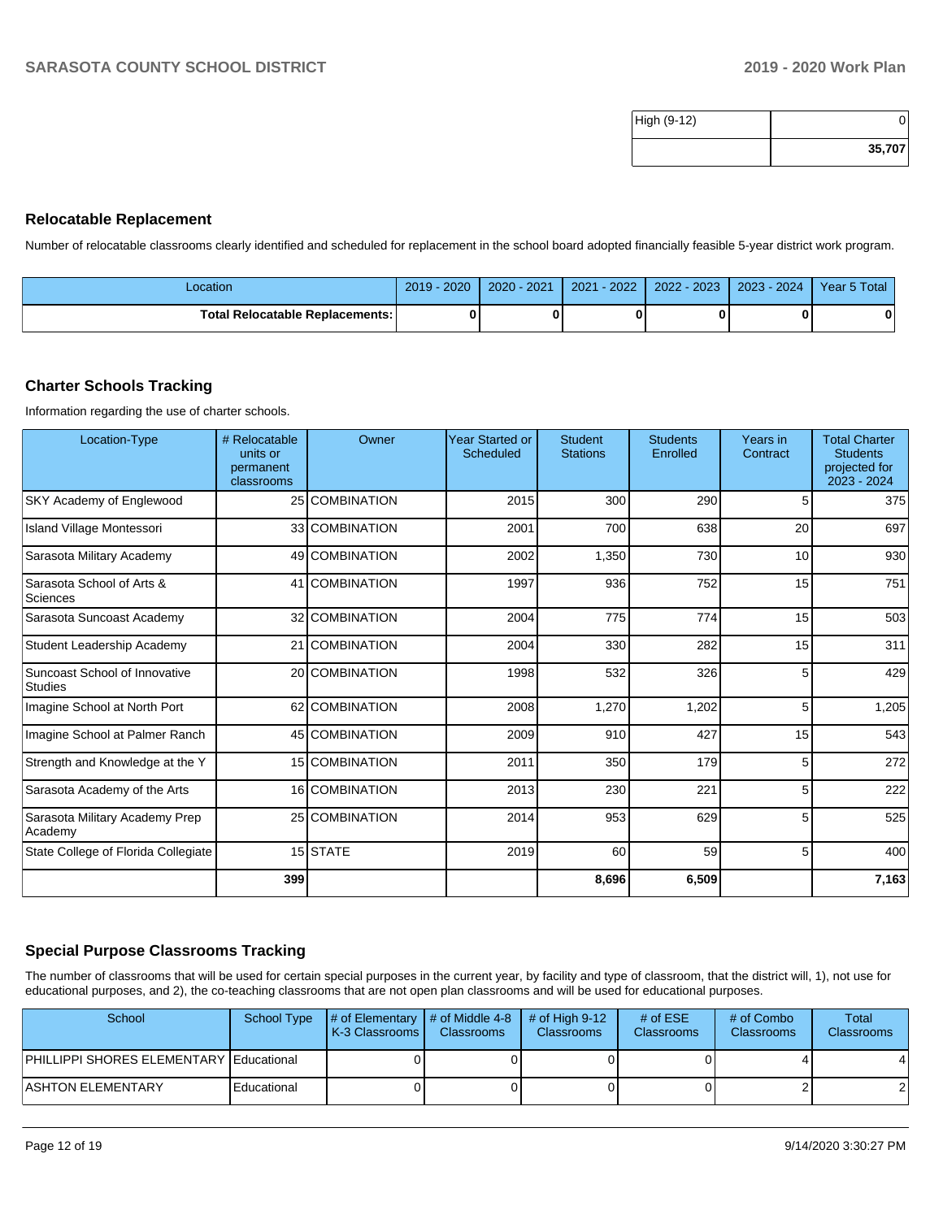| High (9-12) | 0 |
|---|---|
| | **35,707** |

## Relocatable Replacement

Number of relocatable classrooms clearly identified and scheduled for replacement in the school board adopted financially feasible 5-year district work program.

| Location | 2019 - 2020 | 2020 - 2021 | 2021 - 2022 | 2022 - 2023 | 2023 - 2024 | Year 5 Total |
|---|---|---|---|---|---|---|
| **Total Relocatable Replacements:** | **0** | **0** | **0** | **0** | **0** | **0** |

## Charter Schools Tracking

Information regarding the use of charter schools.

| Location-Type | # Relocatable units or permanent classrooms | Owner | Year Started or Scheduled | Student Stations | Students Enrolled | Years in Contract | Total Charter Students projected for 2023 - 2024 |
|---|---|---|---|---|---|---|---|
| SKY Academy of Englewood | 25 | COMBINATION | 2015 | 300 | 290 | 5 | 375 |
| Island Village Montessori | 33 | COMBINATION | 2001 | 700 | 638 | 20 | 697 |
| Sarasota Military Academy | 49 | COMBINATION | 2002 | 1,350 | 730 | 10 | 930 |
| Sarasota School of Arts & Sciences | 41 | COMBINATION | 1997 | 936 | 752 | 15 | 751 |
| Sarasota Suncoast Academy | 32 | COMBINATION | 2004 | 775 | 774 | 15 | 503 |
| Student Leadership Academy | 21 | COMBINATION | 2004 | 330 | 282 | 15 | 311 |
| Suncoast School of Innovative Studies | 20 | COMBINATION | 1998 | 532 | 326 | 5 | 429 |
| Imagine School at North Port | 62 | COMBINATION | 2008 | 1,270 | 1,202 | 5 | 1,205 |
| Imagine School at Palmer Ranch | 45 | COMBINATION | 2009 | 910 | 427 | 15 | 543 |
| Strength and Knowledge at the Y | 15 | COMBINATION | 2011 | 350 | 179 | 5 | 272 |
| Sarasota Academy of the Arts | 16 | COMBINATION | 2013 | 230 | 221 | 5 | 222 |
| Sarasota Military Academy Prep Academy | 25 | COMBINATION | 2014 | 953 | 629 | 5 | 525 |
| State College of Florida Collegiate | 15 | STATE | 2019 | 60 | 59 | 5 | 400 |
| | **399** | | | **8,696** | **6,509** | | **7,163** |

## Special Purpose Classrooms Tracking

The number of classrooms that will be used for certain special purposes in the current year, by facility and type of classroom, that the district will, 1), not use for educational purposes, and 2), the co-teaching classrooms that are not open plan classrooms and will be used for educational purposes.

| School | School Type | # of Elementary K-3 Classrooms | # of Middle 4-8 Classrooms | # of High 9-12 Classrooms | # of ESE Classrooms | # of Combo Classrooms | Total Classrooms |
|---|---|---|---|---|---|---|---|
| PHILLIPPI SHORES ELEMENTARY | Educational | 0 | 0 | 0 | 0 | 4 | 4 |
| ASHTON ELEMENTARY | Educational | 0 | 0 | 0 | 0 | 2 | 2 |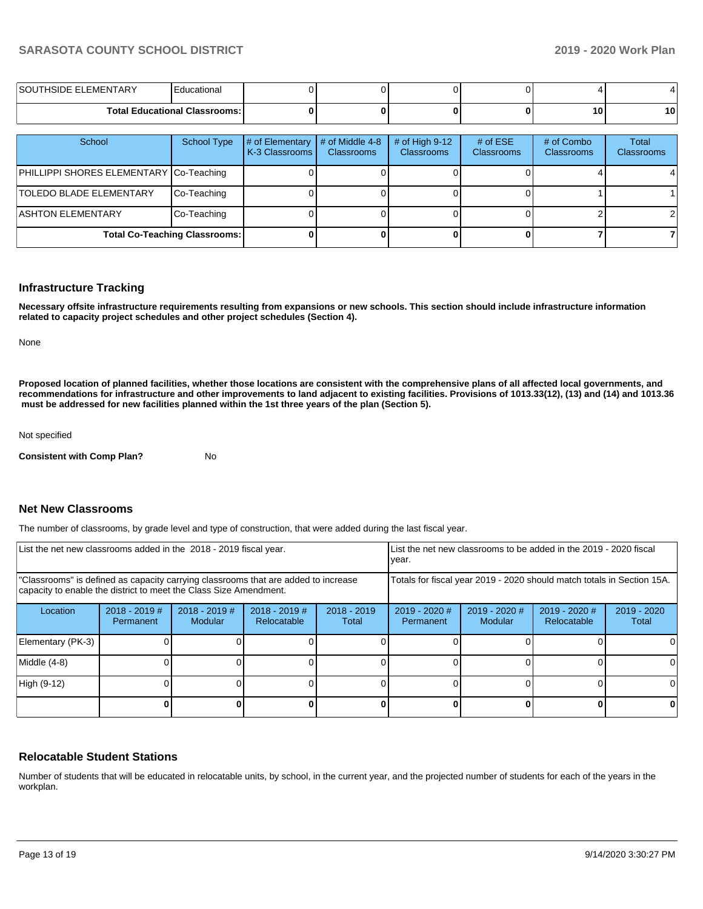| SOUTHSIDE ELEMENTARY | Educational | 0 | 0 | 0 | 0 | 4 | 4 |
|---|---|---|---|---|---|---|---|
| **Total Educational Classrooms:** | | **0** | **0** | **0** | **0** | **10** | **10** |

| School | School Type | # of Elementary K-3 Classrooms | # of Middle 4-8 Classrooms | # of High 9-12 Classrooms | # of ESE Classrooms | # of Combo Classrooms | Total Classrooms |
|---|---|---|---|---|---|---|---|
| PHILLIPPI SHORES ELEMENTARY | Co-Teaching | 0 | 0 | 0 | 0 | 4 | 4 |
| TOLEDO BLADE ELEMENTARY | Co-Teaching | 0 | 0 | 0 | 0 | 1 | 1 |
| ASHTON ELEMENTARY | Co-Teaching | 0 | 0 | 0 | 0 | 2 | 2 |
| **Total Co-Teaching Classrooms:** | | **0** | **0** | **0** | **0** | **7** | **7** |

## Infrastructure Tracking

**Necessary offsite infrastructure requirements resulting from expansions or new schools. This section should include infrastructure information related to capacity project schedules and other project schedules (Section 4).**

None

**Proposed location of planned facilities, whether those locations are consistent with the comprehensive plans of all affected local governments, and recommendations for infrastructure and other improvements to land adjacent to existing facilities. Provisions of 1013.33(12), (13) and (14) and 1013.36 must be addressed for new facilities planned within the 1st three years of the plan (Section 5).**

Not specified

**Consistent with Comp Plan?** No

## Net New Classrooms

The number of classrooms, by grade level and type of construction, that were added during the last fiscal year.

| List the net new classrooms added in the 2018 - 2019 fiscal year. | | | | | List the net new classrooms to be added in the 2019 - 2020 fiscal year. | | | |
|---|---|---|---|---|---|---|---|---|
| "Classrooms" is defined as capacity carrying classrooms that are added to increase capacity to enable the district to meet the Class Size Amendment. | | | | | Totals for fiscal year 2019 - 2020 should match totals in Section 15A. | | | |
| Location | 2018 - 2019 # Permanent | 2018 - 2019 # Modular | 2018 - 2019 # Relocatable | 2018 - 2019 Total | 2019 - 2020 # Permanent | 2019 - 2020 # Modular | 2019 - 2020 # Relocatable | 2019 - 2020 Total |
| Elementary (PK-3) | 0 | 0 | 0 | 0 | 0 | 0 | 0 | 0 |
| Middle (4-8) | 0 | 0 | 0 | 0 | 0 | 0 | 0 | 0 |
| High (9-12) | 0 | 0 | 0 | 0 | 0 | 0 | 0 | 0 |
| | **0** | **0** | **0** | **0** | **0** | **0** | **0** | **0** |

## Relocatable Student Stations

Number of students that will be educated in relocatable units, by school, in the current year, and the projected number of students for each of the years in the workplan.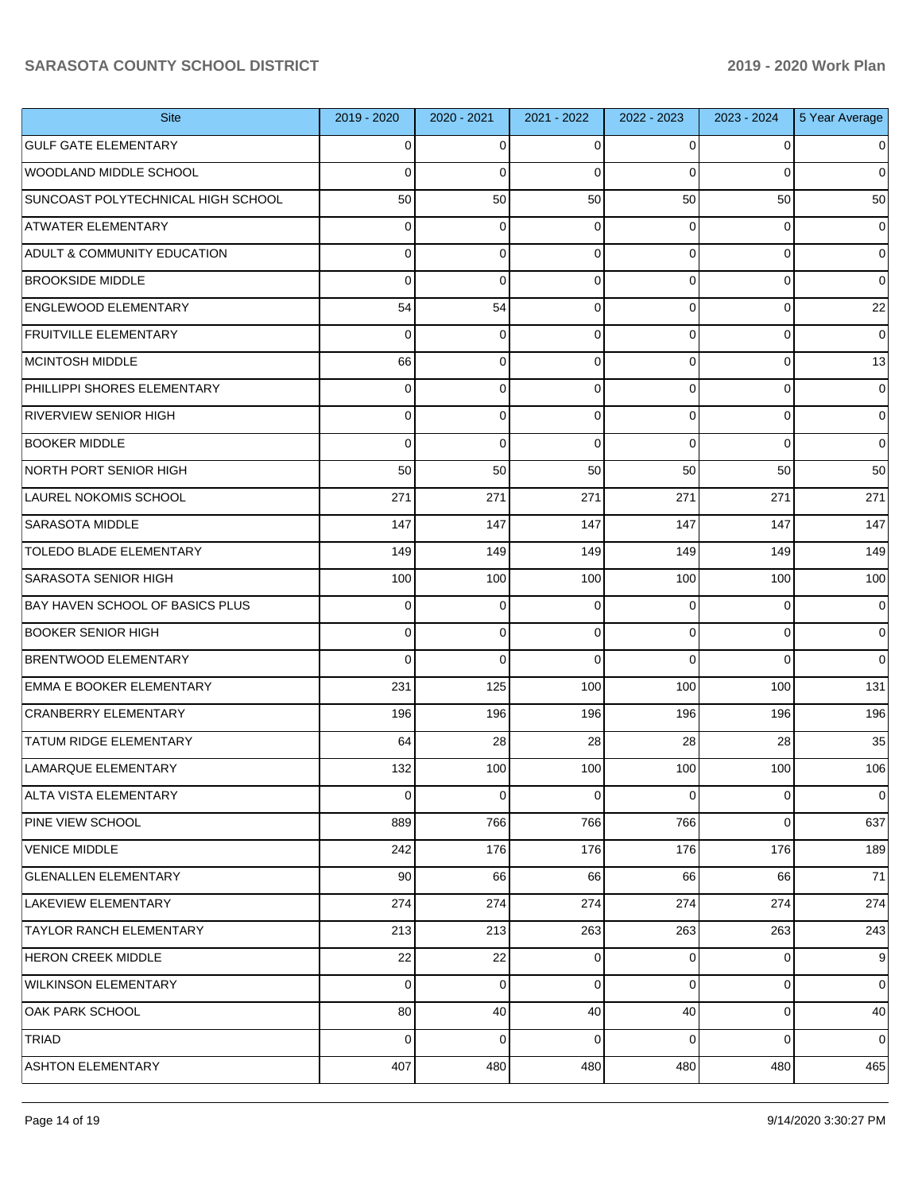| Site | 2019 - 2020 | 2020 - 2021 | 2021 - 2022 | 2022 - 2023 | 2023 - 2024 | 5 Year Average |
|---|---|---|---|---|---|---|
| GULF GATE ELEMENTARY | 0 | 0 | 0 | 0 | 0 | 0 |
| WOODLAND MIDDLE SCHOOL | 0 | 0 | 0 | 0 | 0 | 0 |
| SUNCOAST POLYTECHNICAL HIGH SCHOOL | 50 | 50 | 50 | 50 | 50 | 50 |
| ATWATER ELEMENTARY | 0 | 0 | 0 | 0 | 0 | 0 |
| ADULT & COMMUNITY EDUCATION | 0 | 0 | 0 | 0 | 0 | 0 |
| BROOKSIDE MIDDLE | 0 | 0 | 0 | 0 | 0 | 0 |
| ENGLEWOOD ELEMENTARY | 54 | 54 | 0 | 0 | 0 | 22 |
| FRUITVILLE ELEMENTARY | 0 | 0 | 0 | 0 | 0 | 0 |
| MCINTOSH MIDDLE | 66 | 0 | 0 | 0 | 0 | 13 |
| PHILLIPPI SHORES ELEMENTARY | 0 | 0 | 0 | 0 | 0 | 0 |
| RIVERVIEW SENIOR HIGH | 0 | 0 | 0 | 0 | 0 | 0 |
| BOOKER MIDDLE | 0 | 0 | 0 | 0 | 0 | 0 |
| NORTH PORT SENIOR HIGH | 50 | 50 | 50 | 50 | 50 | 50 |
| LAUREL NOKOMIS SCHOOL | 271 | 271 | 271 | 271 | 271 | 271 |
| SARASOTA MIDDLE | 147 | 147 | 147 | 147 | 147 | 147 |
| TOLEDO BLADE ELEMENTARY | 149 | 149 | 149 | 149 | 149 | 149 |
| SARASOTA SENIOR HIGH | 100 | 100 | 100 | 100 | 100 | 100 |
| BAY HAVEN SCHOOL OF BASICS PLUS | 0 | 0 | 0 | 0 | 0 | 0 |
| BOOKER SENIOR HIGH | 0 | 0 | 0 | 0 | 0 | 0 |
| BRENTWOOD ELEMENTARY | 0 | 0 | 0 | 0 | 0 | 0 |
| EMMA E BOOKER ELEMENTARY | 231 | 125 | 100 | 100 | 100 | 131 |
| CRANBERRY ELEMENTARY | 196 | 196 | 196 | 196 | 196 | 196 |
| TATUM RIDGE ELEMENTARY | 64 | 28 | 28 | 28 | 28 | 35 |
| LAMARQUE ELEMENTARY | 132 | 100 | 100 | 100 | 100 | 106 |
| ALTA VISTA ELEMENTARY | 0 | 0 | 0 | 0 | 0 | 0 |
| PINE VIEW SCHOOL | 889 | 766 | 766 | 766 | 0 | 637 |
| VENICE MIDDLE | 242 | 176 | 176 | 176 | 176 | 189 |
| GLENALLEN ELEMENTARY | 90 | 66 | 66 | 66 | 66 | 71 |
| LAKEVIEW ELEMENTARY | 274 | 274 | 274 | 274 | 274 | 274 |
| TAYLOR RANCH ELEMENTARY | 213 | 213 | 263 | 263 | 263 | 243 |
| HERON CREEK MIDDLE | 22 | 22 | 0 | 0 | 0 | 9 |
| WILKINSON ELEMENTARY | 0 | 0 | 0 | 0 | 0 | 0 |
| OAK PARK SCHOOL | 80 | 40 | 40 | 40 | 0 | 40 |
| TRIAD | 0 | 0 | 0 | 0 | 0 | 0 |
| ASHTON ELEMENTARY | 407 | 480 | 480 | 480 | 480 | 465 |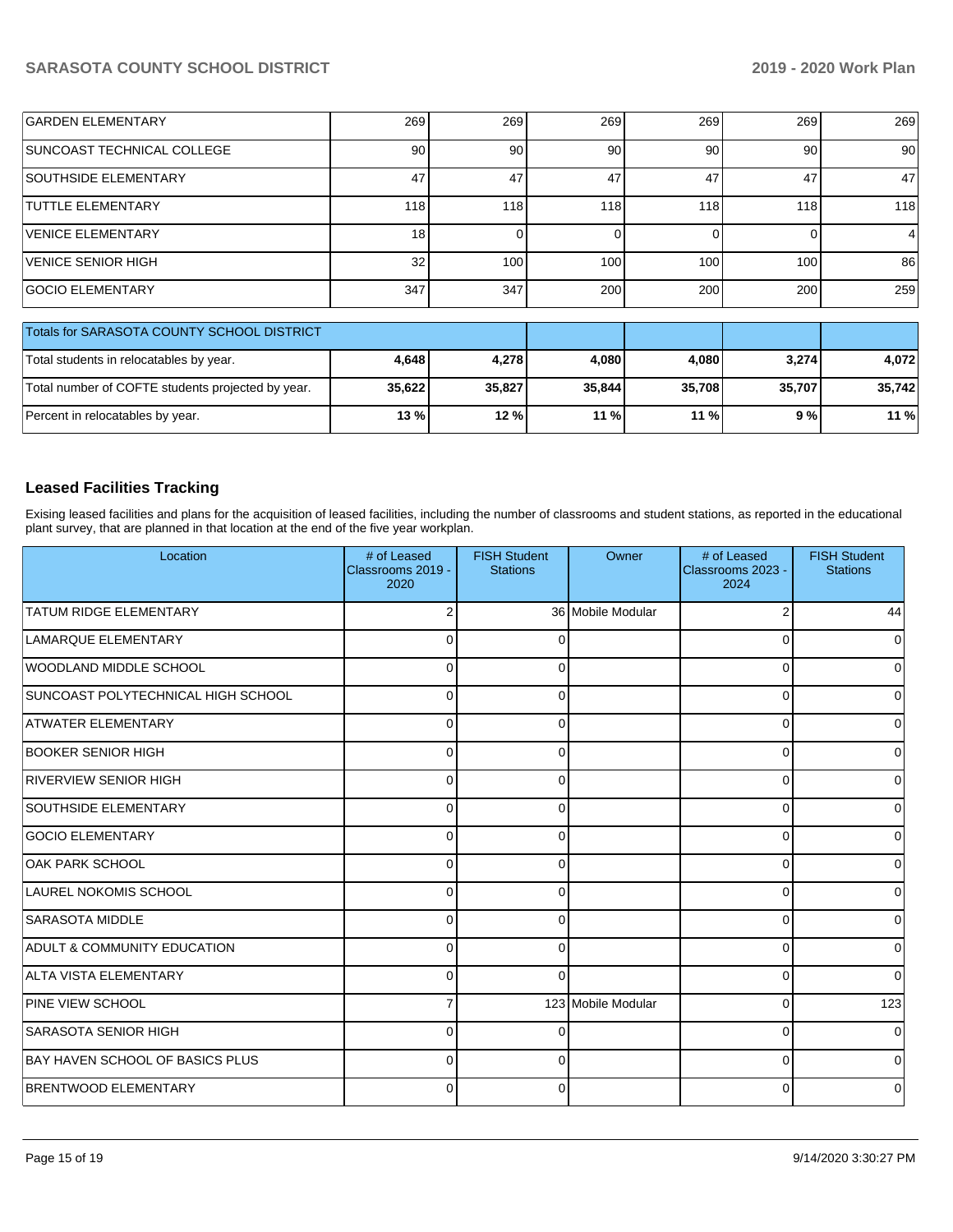| | | | | | | |
|---|---|---|---|---|---|---|
| GARDEN ELEMENTARY | 269 | 269 | 269 | 269 | 269 | 269 |
| SUNCOAST TECHNICAL COLLEGE | 90 | 90 | 90 | 90 | 90 | 90 |
| SOUTHSIDE ELEMENTARY | 47 | 47 | 47 | 47 | 47 | 47 |
| TUTTLE ELEMENTARY | 118 | 118 | 118 | 118 | 118 | 118 |
| VENICE ELEMENTARY | 18 | 0 | 0 | 0 | 0 | 4 |
| VENICE SENIOR HIGH | 32 | 100 | 100 | 100 | 100 | 86 |
| GOCIO ELEMENTARY | 347 | 347 | 200 | 200 | 200 | 259 |

| Totals for SARASOTA COUNTY SCHOOL DISTRICT | | | | | | |
|---|---|---|---|---|---|---|
| Total students in relocatables by year. | **4,648** | **4,278** | **4,080** | **4,080** | **3,274** | **4,072** |
| Total number of COFTE students projected by year. | **35,622** | **35,827** | **35,844** | **35,708** | **35,707** | **35,742** |
| Percent in relocatables by year. | **13 %** | **12 %** | **11 %** | **11 %** | **9 %** | **11 %** |

## Leased Facilities Tracking

Exising leased facilities and plans for the acquisition of leased facilities, including the number of classrooms and student stations, as reported in the educational plant survey, that are planned in that location at the end of the five year workplan.

| Location | # of Leased Classrooms 2019 - 2020 | FISH Student Stations | Owner | # of Leased Classrooms 2023 - 2024 | FISH Student Stations |
|---|---|---|---|---|---|
| TATUM RIDGE ELEMENTARY | 2 | 36 | Mobile Modular | 2 | 44 |
| LAMARQUE ELEMENTARY | 0 | 0 | | 0 | 0 |
| WOODLAND MIDDLE SCHOOL | 0 | 0 | | 0 | 0 |
| SUNCOAST POLYTECHNICAL HIGH SCHOOL | 0 | 0 | | 0 | 0 |
| ATWATER ELEMENTARY | 0 | 0 | | 0 | 0 |
| BOOKER SENIOR HIGH | 0 | 0 | | 0 | 0 |
| RIVERVIEW SENIOR HIGH | 0 | 0 | | 0 | 0 |
| SOUTHSIDE ELEMENTARY | 0 | 0 | | 0 | 0 |
| GOCIO ELEMENTARY | 0 | 0 | | 0 | 0 |
| OAK PARK SCHOOL | 0 | 0 | | 0 | 0 |
| LAUREL NOKOMIS SCHOOL | 0 | 0 | | 0 | 0 |
| SARASOTA MIDDLE | 0 | 0 | | 0 | 0 |
| ADULT & COMMUNITY EDUCATION | 0 | 0 | | 0 | 0 |
| ALTA VISTA ELEMENTARY | 0 | 0 | | 0 | 0 |
| PINE VIEW SCHOOL | 7 | 123 | Mobile Modular | 0 | 123 |
| SARASOTA SENIOR HIGH | 0 | 0 | | 0 | 0 |
| BAY HAVEN SCHOOL OF BASICS PLUS | 0 | 0 | | 0 | 0 |
| BRENTWOOD ELEMENTARY | 0 | 0 | | 0 | 0 |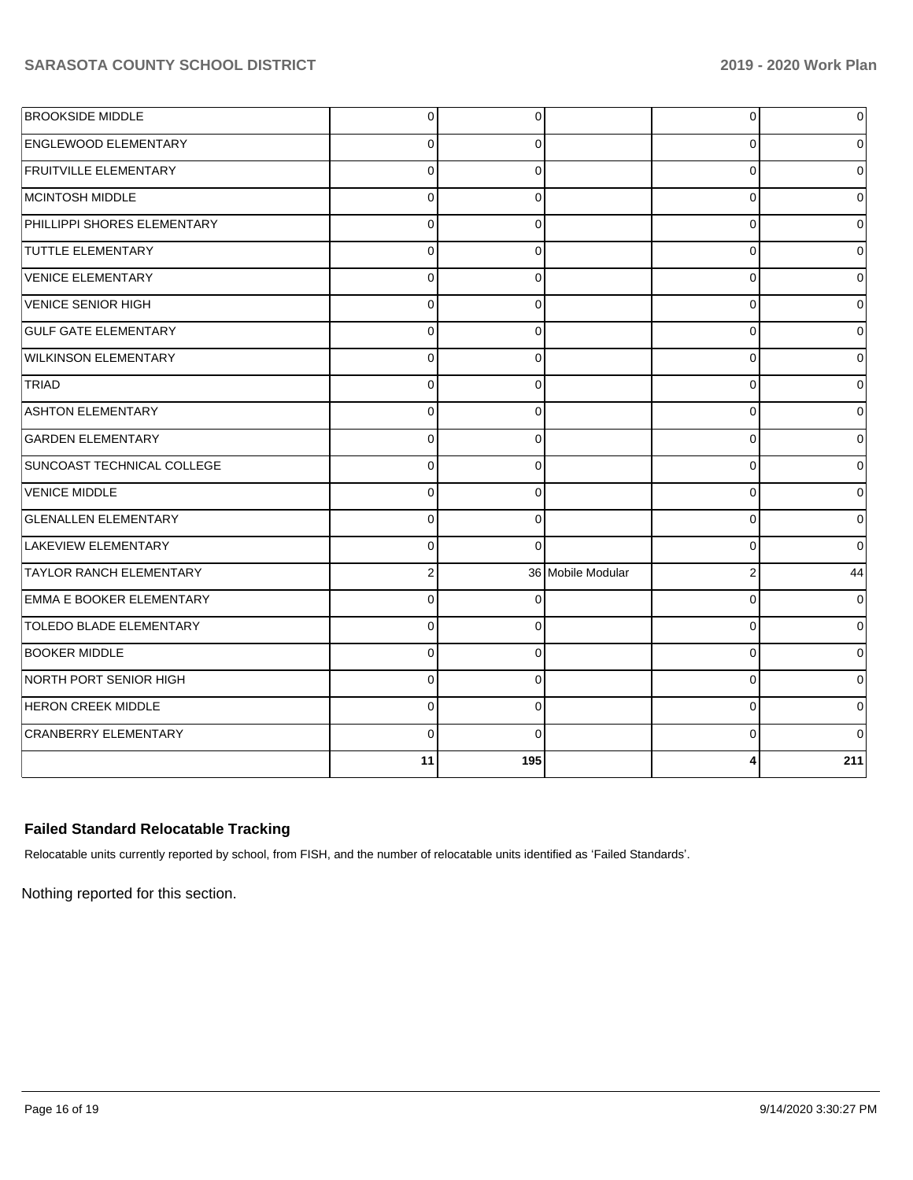| | | | | | |
|---|---|---|---|---|---|
| BROOKSIDE MIDDLE | 0 | 0 | | 0 | 0 |
| ENGLEWOOD ELEMENTARY | 0 | 0 | | 0 | 0 |
| FRUITVILLE ELEMENTARY | 0 | 0 | | 0 | 0 |
| MCINTOSH MIDDLE | 0 | 0 | | 0 | 0 |
| PHILLIPPI SHORES ELEMENTARY | 0 | 0 | | 0 | 0 |
| TUTTLE ELEMENTARY | 0 | 0 | | 0 | 0 |
| VENICE ELEMENTARY | 0 | 0 | | 0 | 0 |
| VENICE SENIOR HIGH | 0 | 0 | | 0 | 0 |
| GULF GATE ELEMENTARY | 0 | 0 | | 0 | 0 |
| WILKINSON ELEMENTARY | 0 | 0 | | 0 | 0 |
| TRIAD | 0 | 0 | | 0 | 0 |
| ASHTON ELEMENTARY | 0 | 0 | | 0 | 0 |
| GARDEN ELEMENTARY | 0 | 0 | | 0 | 0 |
| SUNCOAST TECHNICAL COLLEGE | 0 | 0 | | 0 | 0 |
| VENICE MIDDLE | 0 | 0 | | 0 | 0 |
| GLENALLEN ELEMENTARY | 0 | 0 | | 0 | 0 |
| LAKEVIEW ELEMENTARY | 0 | 0 | | 0 | 0 |
| TAYLOR RANCH ELEMENTARY | 2 | 36 | Mobile Modular | 2 | 44 |
| EMMA E BOOKER ELEMENTARY | 0 | 0 | | 0 | 0 |
| TOLEDO BLADE ELEMENTARY | 0 | 0 | | 0 | 0 |
| BOOKER MIDDLE | 0 | 0 | | 0 | 0 |
| NORTH PORT SENIOR HIGH | 0 | 0 | | 0 | 0 |
| HERON CREEK MIDDLE | 0 | 0 | | 0 | 0 |
| CRANBERRY ELEMENTARY | 0 | 0 | | 0 | 0 |
| | **11** | **195** | | **4** | **211** |

### Failed Standard Relocatable Tracking

Relocatable units currently reported by school, from FISH, and the number of relocatable units identified as 'Failed Standards'.

Nothing reported for this section.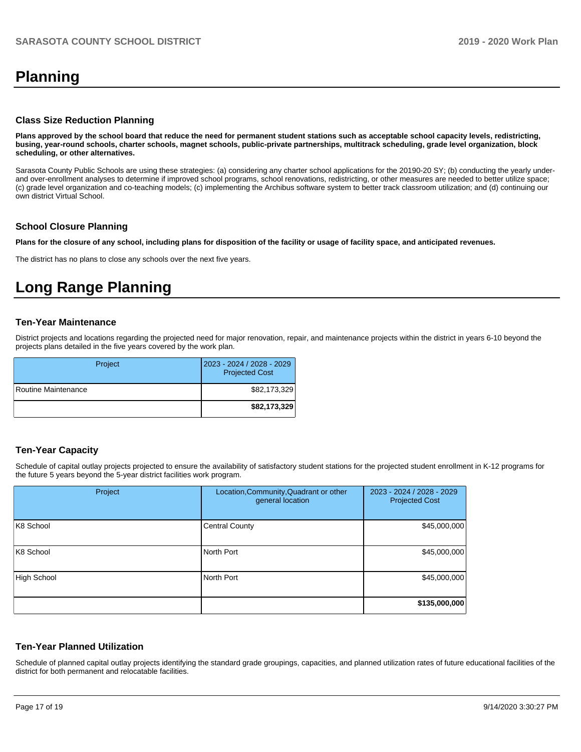# Planning

### Class Size Reduction Planning

**Plans approved by the school board that reduce the need for permanent student stations such as acceptable school capacity levels, redistricting, busing, year-round schools, charter schools, magnet schools, public-private partnerships, multitrack scheduling, grade level organization, block scheduling, or other alternatives.**

Sarasota County Public Schools are using these strategies: (a) considering any charter school applications for the 20190-20 SY; (b) conducting the yearly under- and over-enrollment analyses to determine if improved school programs, school renovations, redistricting, or other measures are needed to better utilize space; (c) grade level organization and co-teaching models; (c) implementing the Archibus software system to better track classroom utilization; and (d) continuing our own district Virtual School.

### School Closure Planning

**Plans for the closure of any school, including plans for disposition of the facility or usage of facility space, and anticipated revenues.**

The district has no plans to close any schools over the next five years.

# Long Range Planning

### Ten-Year Maintenance

District projects and locations regarding the projected need for major renovation, repair, and maintenance projects within the district in years 6-10 beyond the projects plans detailed in the five years covered by the work plan.

| Project | 2023 - 2024 / 2028 - 2029 Projected Cost |
|---|---|
| Routine Maintenance | $82,173,329 |
| | **$82,173,329** |

### Ten-Year Capacity

Schedule of capital outlay projects projected to ensure the availability of satisfactory student stations for the projected student enrollment in K-12 programs for the future 5 years beyond the 5-year district facilities work program.

| Project | Location,Community,Quadrant or other general location | 2023 - 2024 / 2028 - 2029 Projected Cost |
|---|---|---|
| K8 School | Central County | $45,000,000 |
| K8 School | North Port | $45,000,000 |
| High School | North Port | $45,000,000 |
| | | **$135,000,000** |

### Ten-Year Planned Utilization

Schedule of planned capital outlay projects identifying the standard grade groupings, capacities, and planned utilization rates of future educational facilities of the district for both permanent and relocatable facilities.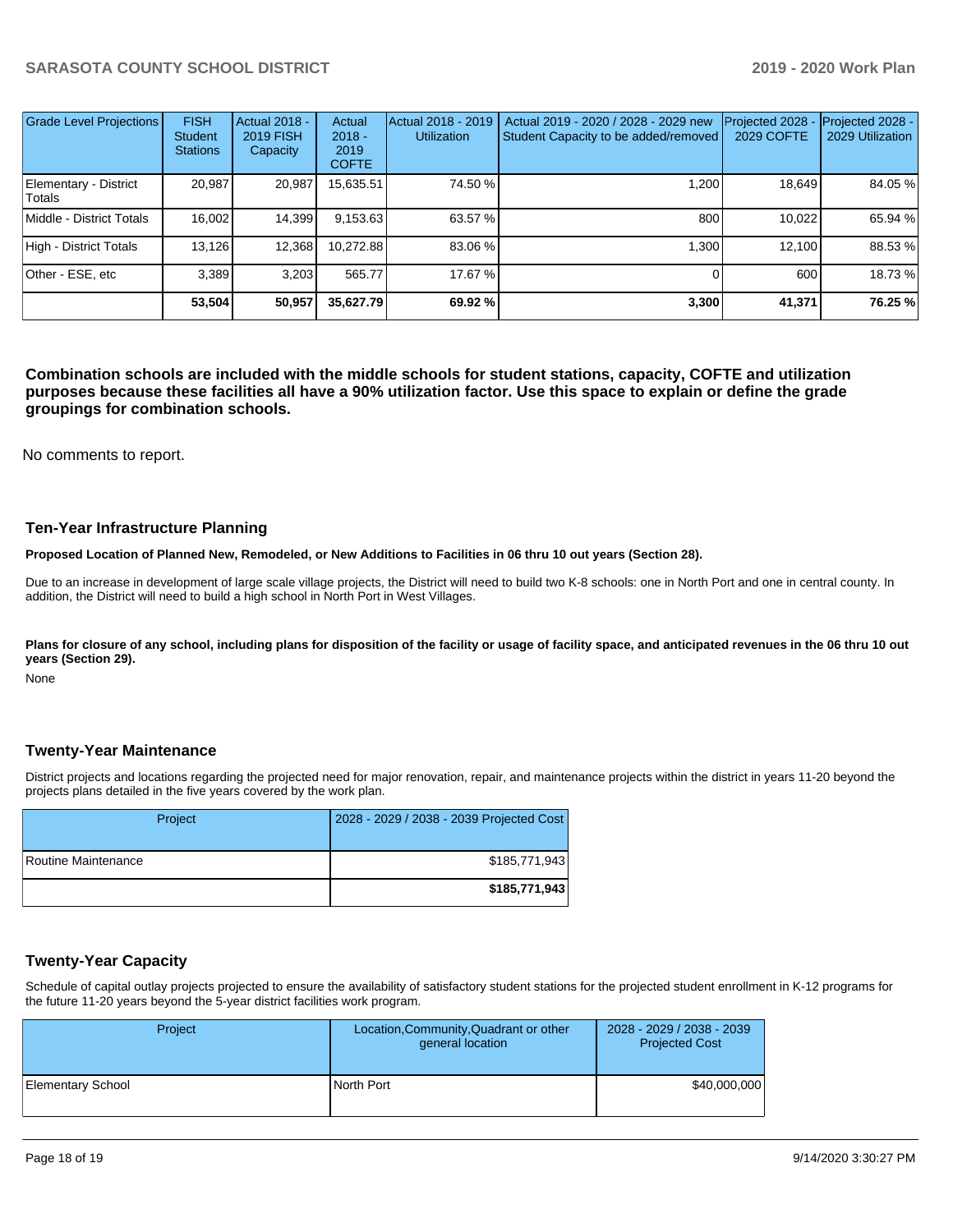| Grade Level Projections | FISH Student Stations | Actual 2018 - 2019 FISH Capacity | Actual 2018 - 2019 COFTE | Actual 2018 - 2019 Utilization | Actual 2019 - 2020 / 2028 - 2029 new Student Capacity to be added/removed | Projected 2028 - 2029 COFTE | Projected 2028 - 2029 Utilization |
|---|---|---|---|---|---|---|---|
| Elementary - District Totals | 20,987 | 20,987 | 15,635.51 | 74.50 % | 1,200 | 18,649 | 84.05 % |
| Middle - District Totals | 16,002 | 14,399 | 9,153.63 | 63.57 % | 800 | 10,022 | 65.94 % |
| High - District Totals | 13,126 | 12,368 | 10,272.88 | 83.06 % | 1,300 | 12,100 | 88.53 % |
| Other - ESE, etc | 3,389 | 3,203 | 565.77 | 17.67 % | 0 | 600 | 18.73 % |
| | **53,504** | **50,957** | **35,627.79** | **69.92 %** | **3,300** | **41,371** | **76.25 %** |

**Combination schools are included with the middle schools for student stations, capacity, COFTE and utilization purposes because these facilities all have a 90% utilization factor. Use this space to explain or define the grade groupings for combination schools.**

No comments to report.

## Ten-Year Infrastructure Planning

**Proposed Location of Planned New, Remodeled, or New Additions to Facilities in 06 thru 10 out years (Section 28).**

Due to an increase in development of large scale village projects, the District will need to build two K-8 schools: one in North Port and one in central county. In addition, the District will need to build a high school in North Port in West Villages.

**Plans for closure of any school, including plans for disposition of the facility or usage of facility space, and anticipated revenues in the 06 thru 10 out years (Section 29).**

None

## Twenty-Year Maintenance

District projects and locations regarding the projected need for major renovation, repair, and maintenance projects within the district in years 11-20 beyond the projects plans detailed in the five years covered by the work plan.

| Project | 2028 - 2029 / 2038 - 2039 Projected Cost |
|---|---|
| Routine Maintenance | $185,771,943 |
| | **$185,771,943** |

## Twenty-Year Capacity

Schedule of capital outlay projects projected to ensure the availability of satisfactory student stations for the projected student enrollment in K-12 programs for the future 11-20 years beyond the 5-year district facilities work program.

| Project | Location,Community,Quadrant or other general location | 2028 - 2029 / 2038 - 2039 Projected Cost |
|---|---|---|
| Elementary School | North Port | $40,000,000 |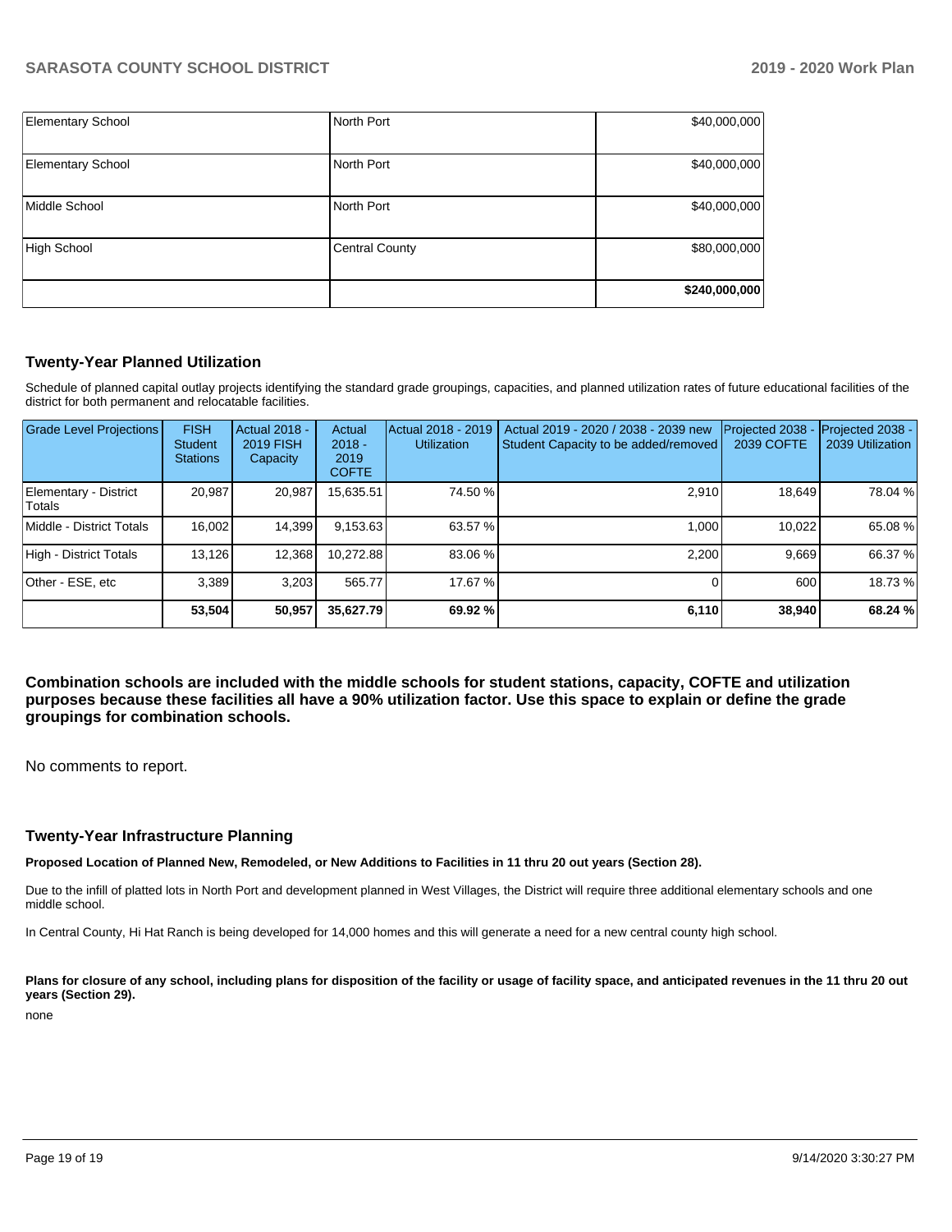| | | |
|---|---|---|
| Elementary School | North Port | $40,000,000 |
| Elementary School | North Port | $40,000,000 |
| Middle School | North Port | $40,000,000 |
| High School | Central County | $80,000,000 |
| | | **$240,000,000** |

## Twenty-Year Planned Utilization

Schedule of planned capital outlay projects identifying the standard grade groupings, capacities, and planned utilization rates of future educational facilities of the district for both permanent and relocatable facilities.

| Grade Level Projections | FISH Student Stations | Actual 2018 - 2019 FISH Capacity | Actual 2018 - 2019 COFTE | Actual 2018 - 2019 Utilization | Actual 2019 - 2020 / 2038 - 2039 new Student Capacity to be added/removed | Projected 2038 - 2039 COFTE | Projected 2038 - 2039 Utilization |
|---|---|---|---|---|---|---|---|
| Elementary - District Totals | 20,987 | 20,987 | 15,635.51 | 74.50 % | 2,910 | 18,649 | 78.04 % |
| Middle - District Totals | 16,002 | 14,399 | 9,153.63 | 63.57 % | 1,000 | 10,022 | 65.08 % |
| High - District Totals | 13,126 | 12,368 | 10,272.88 | 83.06 % | 2,200 | 9,669 | 66.37 % |
| Other - ESE, etc | 3,389 | 3,203 | 565.77 | 17.67 % | 0 | 600 | 18.73 % |
| | **53,504** | **50,957** | **35,627.79** | **69.92 %** | **6,110** | **38,940** | **68.24 %** |

**Combination schools are included with the middle schools for student stations, capacity, COFTE and utilization purposes because these facilities all have a 90% utilization factor. Use this space to explain or define the grade groupings for combination schools.**

No comments to report.

## Twenty-Year Infrastructure Planning

**Proposed Location of Planned New, Remodeled, or New Additions to Facilities in 11 thru 20 out years (Section 28).**

Due to the infill of platted lots in North Port and development planned in West Villages, the District will require three additional elementary schools and one middle school.

In Central County, Hi Hat Ranch is being developed for 14,000 homes and this will generate a need for a new central county high school.

**Plans for closure of any school, including plans for disposition of the facility or usage of facility space, and anticipated revenues in the 11 thru 20 out years (Section 29).**

none